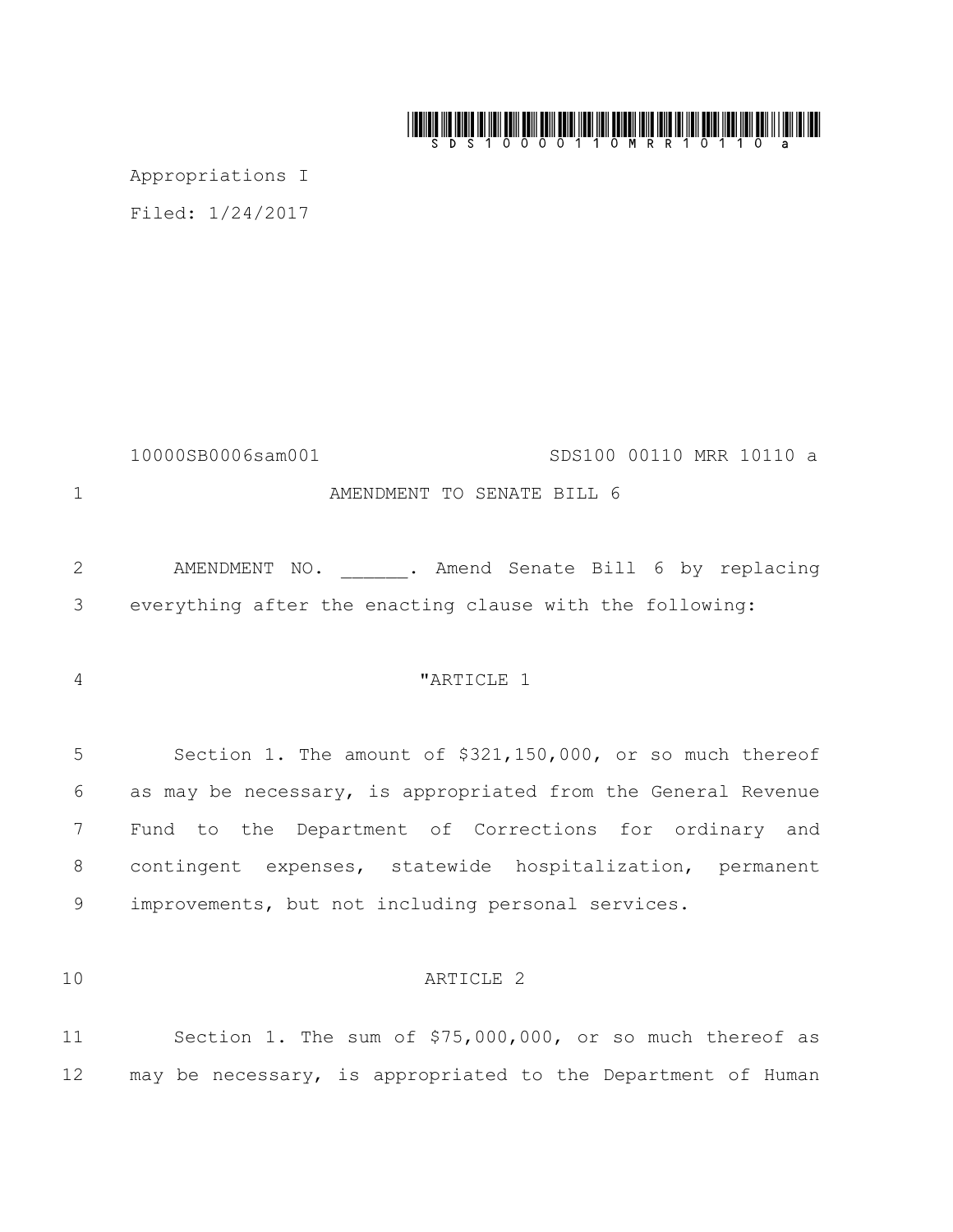Appropriations I

Filed: 1/24/2017

10000SB0006sam001 SDS100 00110 MRR 10110 a

AMENDMENT TO SENATE BILL 6

AMENDMENT NO. ______. Amend Senate Bill 6 by replacing everything after the enacting clause with the following:

"ARTICLE 1

Section 1. The amount of $321,150,000, or so much thereof as may be necessary, is appropriated from the General Revenue Fund to the Department of Corrections for ordinary and contingent expenses, statewide hospitalization, permanent improvements, but not including personal services.

ARTICLE 2

Section 1. The sum of $75,000,000, or so much thereof as may be necessary, is appropriated to the Department of Human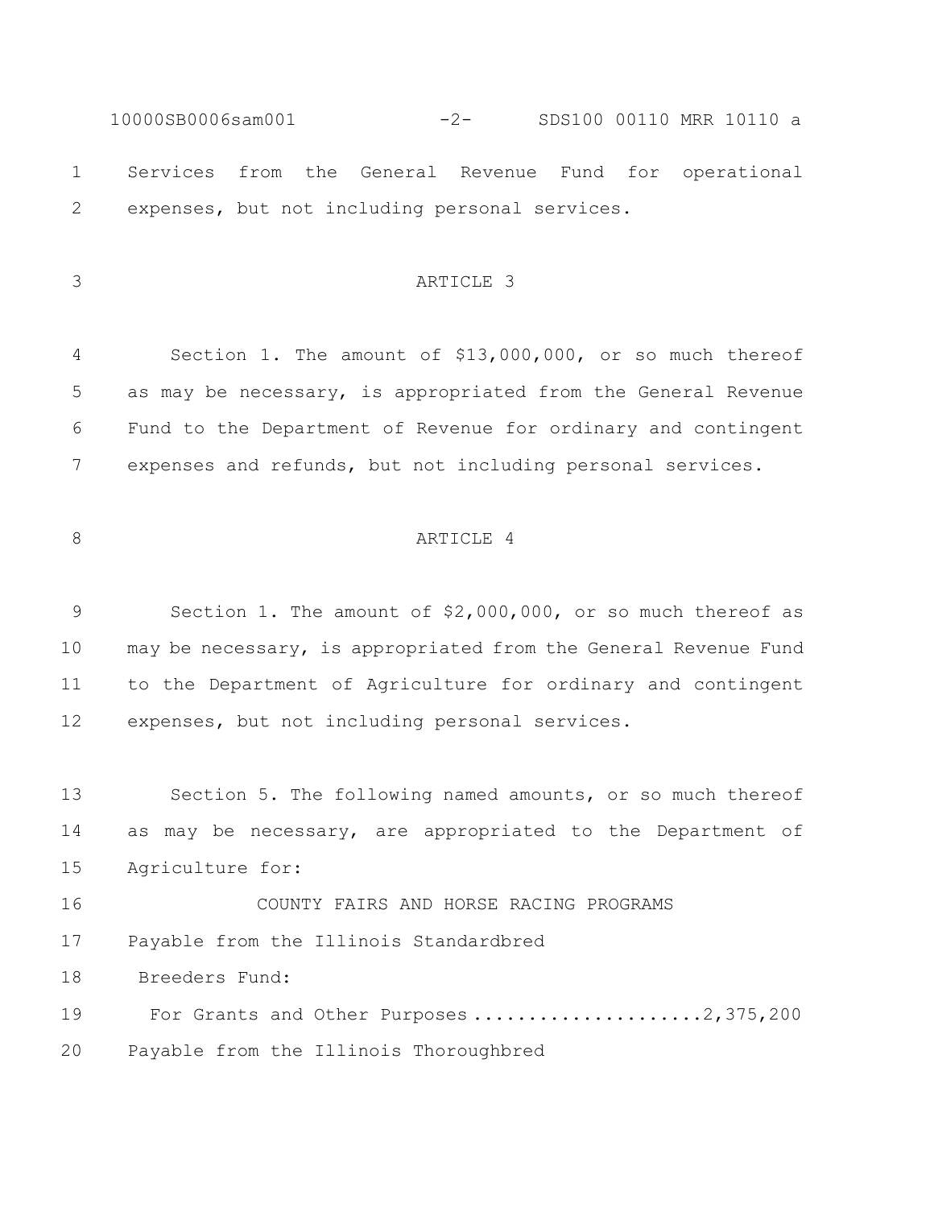Services from the General Revenue Fund for operational expenses, but not including personal services.

ARTICLE 3

Section 1. The amount of $13,000,000, or so much thereof as may be necessary, is appropriated from the General Revenue Fund to the Department of Revenue for ordinary and contingent expenses and refunds, but not including personal services.

ARTICLE 4

Section 1. The amount of $2,000,000, or so much thereof as may be necessary, is appropriated from the General Revenue Fund to the Department of Agriculture for ordinary and contingent expenses, but not including personal services.

Section 5. The following named amounts, or so much thereof as may be necessary, are appropriated to the Department of Agriculture for:

COUNTY FAIRS AND HORSE RACING PROGRAMS

Payable from the Illinois Standardbred Breeders Fund:

For Grants and Other Purposes ....................2,375,200

Payable from the Illinois Thoroughbred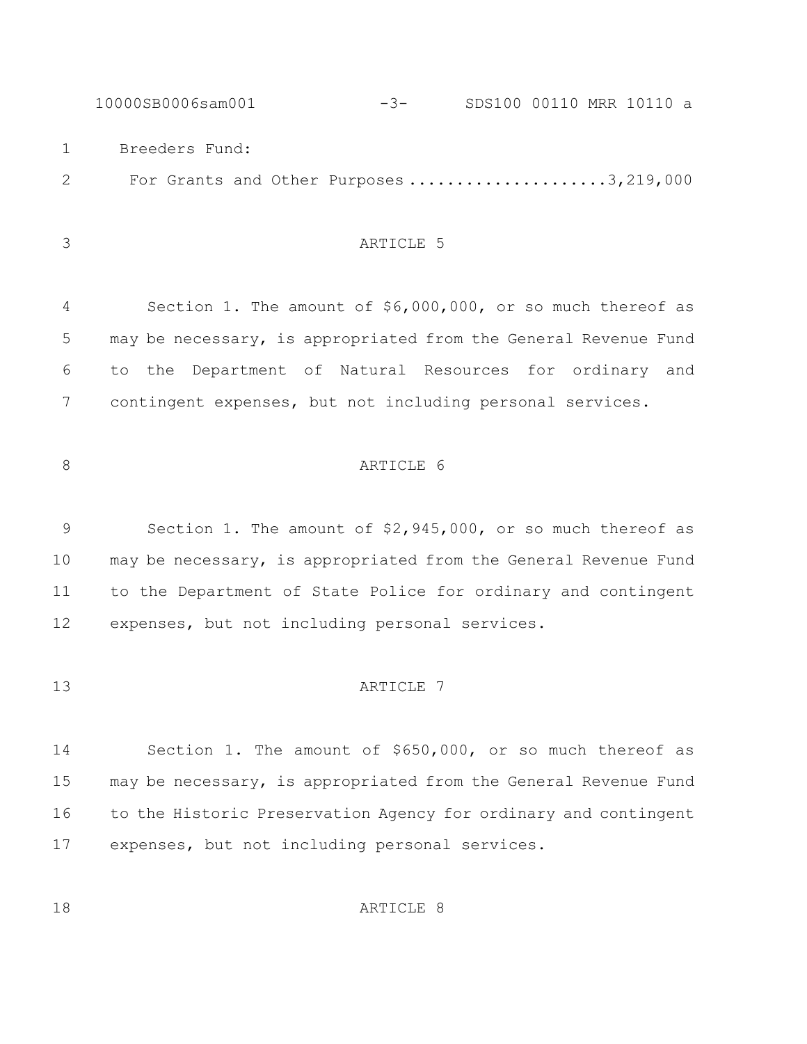Breeders Fund:

For Grants and Other Purposes .................... 3,219,000

## ARTICLE 5

Section 1. The amount of $6,000,000, or so much thereof as may be necessary, is appropriated from the General Revenue Fund to the Department of Natural Resources for ordinary and contingent expenses, but not including personal services.

## ARTICLE 6

Section 1. The amount of $2,945,000, or so much thereof as may be necessary, is appropriated from the General Revenue Fund to the Department of State Police for ordinary and contingent expenses, but not including personal services.

## ARTICLE 7

Section 1. The amount of $650,000, or so much thereof as may be necessary, is appropriated from the General Revenue Fund to the Historic Preservation Agency for ordinary and contingent expenses, but not including personal services.

## ARTICLE 8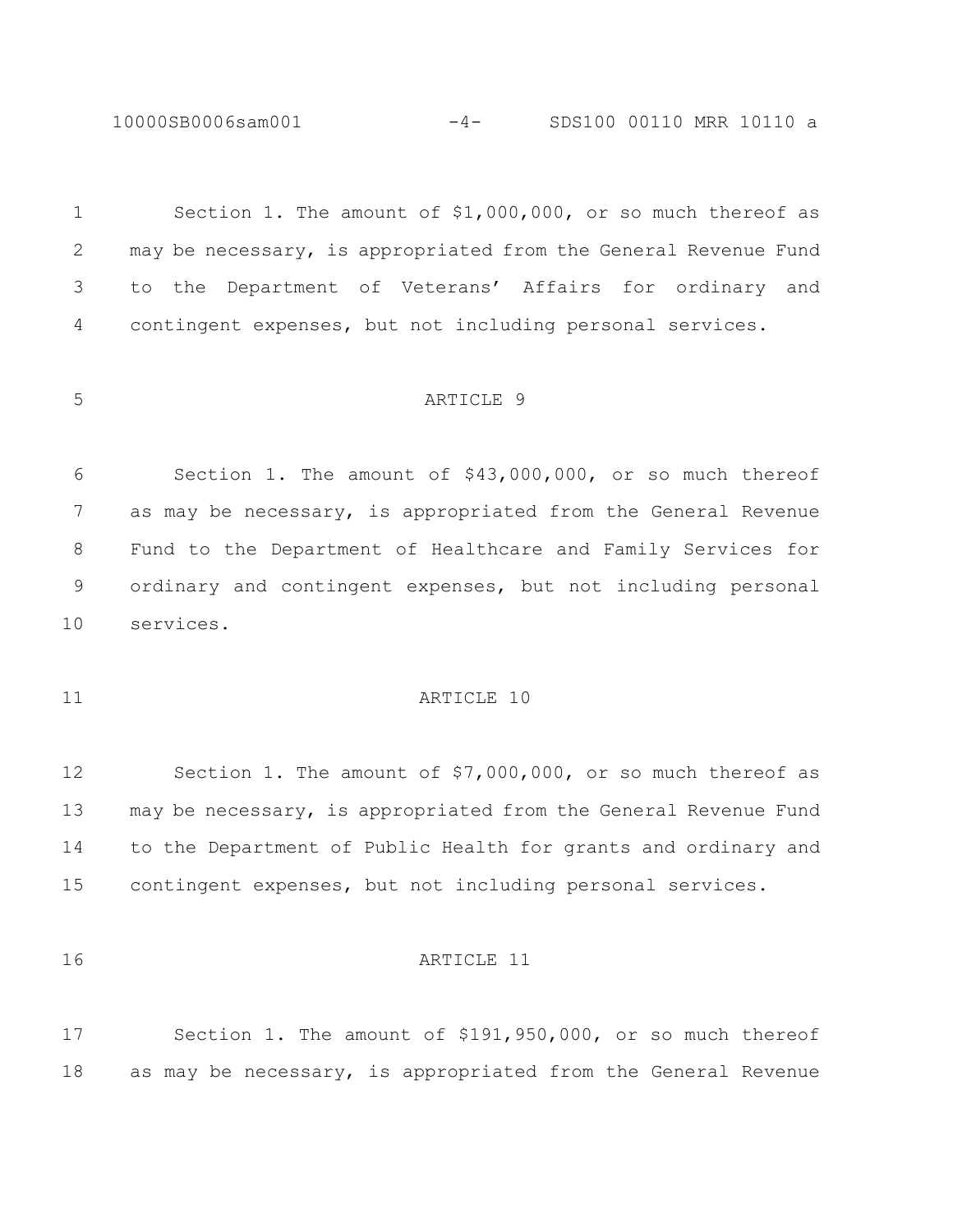Section 1. The amount of $1,000,000, or so much thereof as may be necessary, is appropriated from the General Revenue Fund to the Department of Veterans' Affairs for ordinary and contingent expenses, but not including personal services.

## ARTICLE 9

Section 1. The amount of $43,000,000, or so much thereof as may be necessary, is appropriated from the General Revenue Fund to the Department of Healthcare and Family Services for ordinary and contingent expenses, but not including personal services.

## ARTICLE 10

Section 1. The amount of $7,000,000, or so much thereof as may be necessary, is appropriated from the General Revenue Fund to the Department of Public Health for grants and ordinary and contingent expenses, but not including personal services.

## ARTICLE 11

Section 1. The amount of $191,950,000, or so much thereof as may be necessary, is appropriated from the General Revenue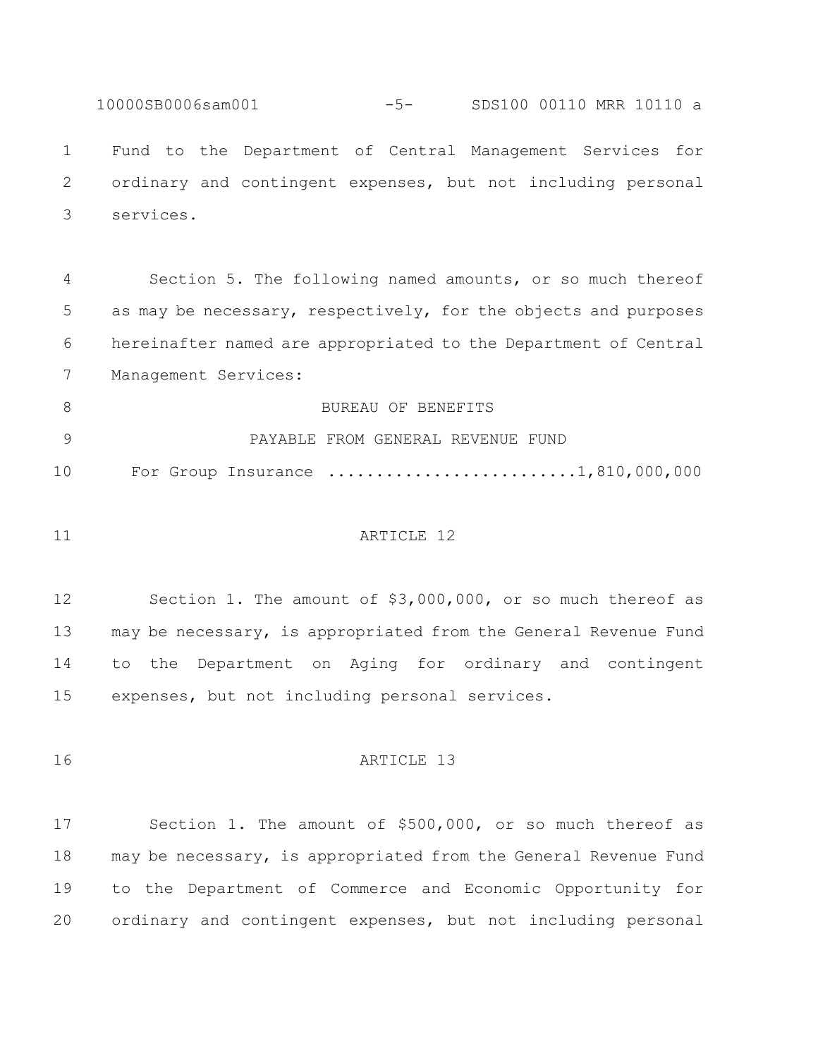Fund to the Department of Central Management Services for ordinary and contingent expenses, but not including personal services.

Section 5. The following named amounts, or so much thereof as may be necessary, respectively, for the objects and purposes hereinafter named are appropriated to the Department of Central Management Services:

BUREAU OF BENEFITS

PAYABLE FROM GENERAL REVENUE FUND

For Group Insurance ..........................1,810,000,000

ARTICLE 12

Section 1. The amount of $3,000,000, or so much thereof as may be necessary, is appropriated from the General Revenue Fund to the Department on Aging for ordinary and contingent expenses, but not including personal services.

ARTICLE 13

Section 1. The amount of $500,000, or so much thereof as may be necessary, is appropriated from the General Revenue Fund to the Department of Commerce and Economic Opportunity for ordinary and contingent expenses, but not including personal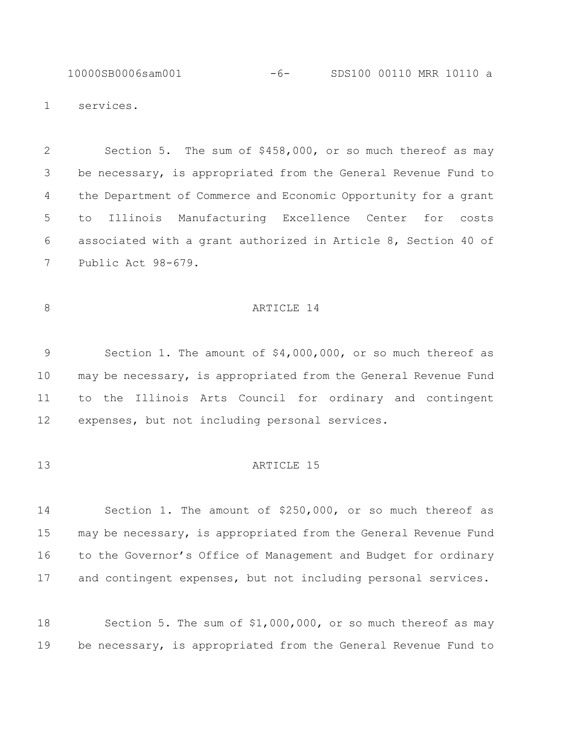services.

Section 5. The sum of $458,000, or so much thereof as may be necessary, is appropriated from the General Revenue Fund to the Department of Commerce and Economic Opportunity for a grant to Illinois Manufacturing Excellence Center for costs associated with a grant authorized in Article 8, Section 40 of Public Act 98-679.

ARTICLE 14

Section 1. The amount of $4,000,000, or so much thereof as may be necessary, is appropriated from the General Revenue Fund to the Illinois Arts Council for ordinary and contingent expenses, but not including personal services.

ARTICLE 15

Section 1. The amount of $250,000, or so much thereof as may be necessary, is appropriated from the General Revenue Fund to the Governor's Office of Management and Budget for ordinary and contingent expenses, but not including personal services.

Section 5. The sum of $1,000,000, or so much thereof as may be necessary, is appropriated from the General Revenue Fund to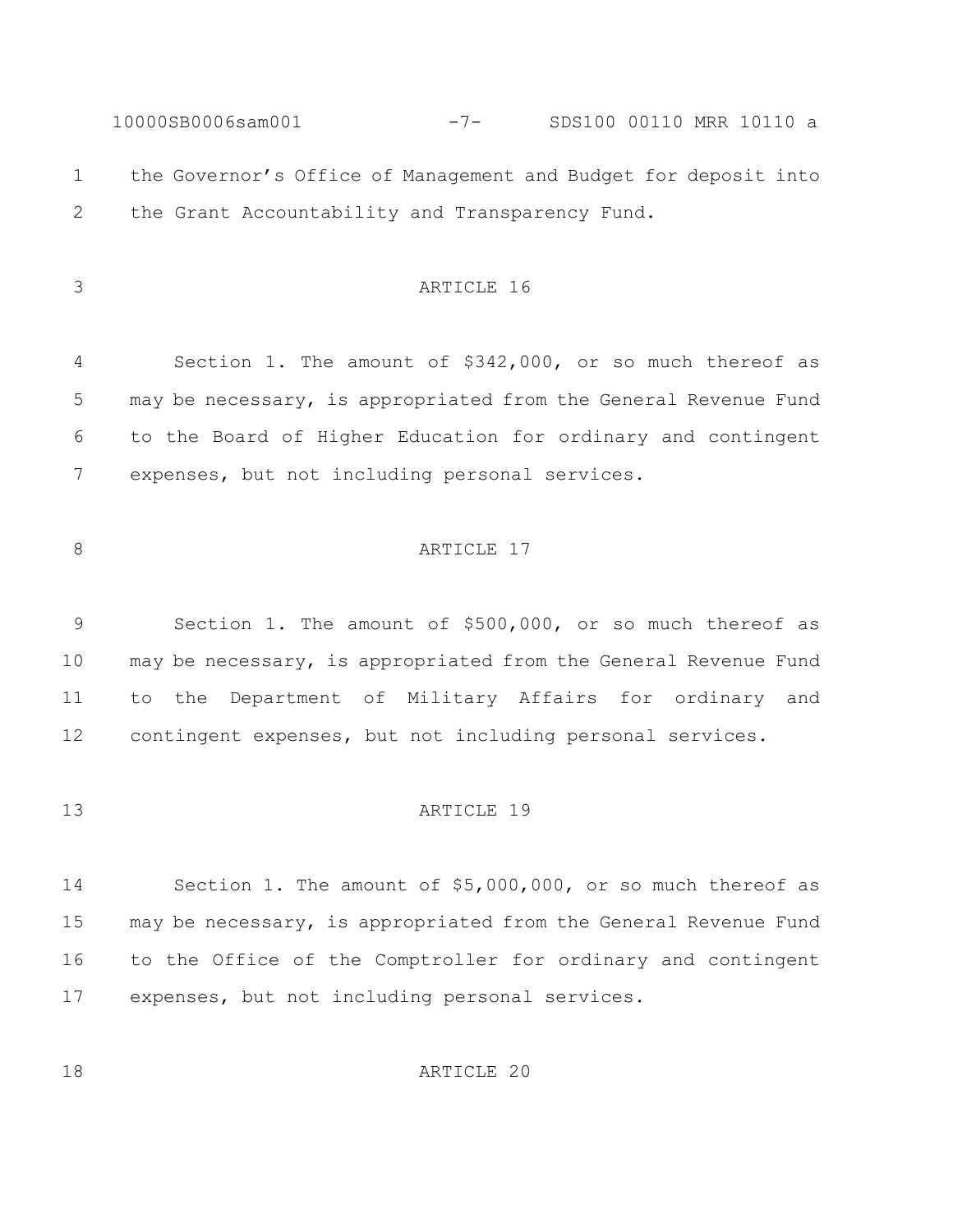the Governor's Office of Management and Budget for deposit into the Grant Accountability and Transparency Fund.

ARTICLE 16

Section 1. The amount of $342,000, or so much thereof as may be necessary, is appropriated from the General Revenue Fund to the Board of Higher Education for ordinary and contingent expenses, but not including personal services.

ARTICLE 17

Section 1. The amount of $500,000, or so much thereof as may be necessary, is appropriated from the General Revenue Fund to the Department of Military Affairs for ordinary and contingent expenses, but not including personal services.

ARTICLE 19

Section 1. The amount of $5,000,000, or so much thereof as may be necessary, is appropriated from the General Revenue Fund to the Office of the Comptroller for ordinary and contingent expenses, but not including personal services.

ARTICLE 20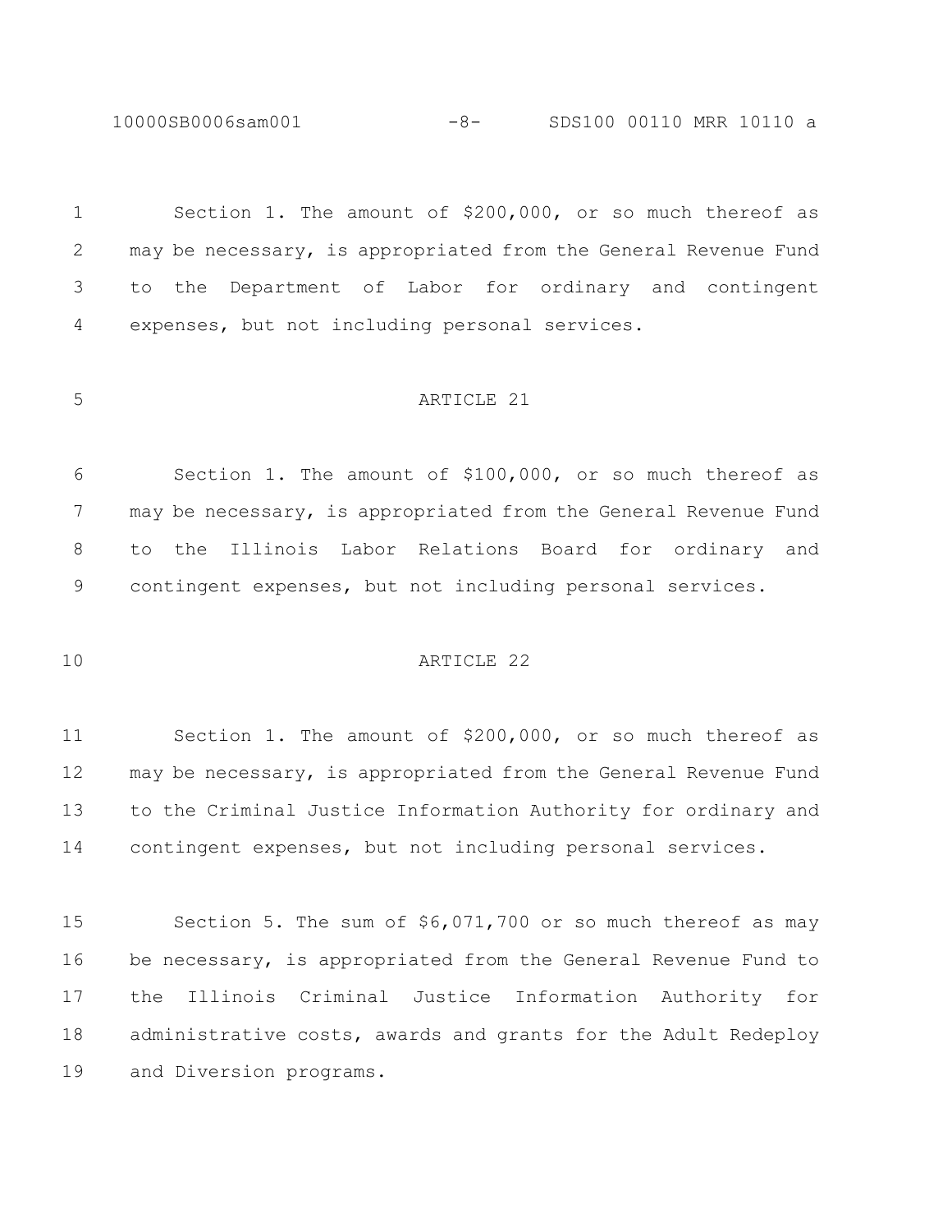Section 1. The amount of $200,000, or so much thereof as may be necessary, is appropriated from the General Revenue Fund to the Department of Labor for ordinary and contingent expenses, but not including personal services.

ARTICLE 21

Section 1. The amount of $100,000, or so much thereof as may be necessary, is appropriated from the General Revenue Fund to the Illinois Labor Relations Board for ordinary and contingent expenses, but not including personal services.

ARTICLE 22

Section 1. The amount of $200,000, or so much thereof as may be necessary, is appropriated from the General Revenue Fund to the Criminal Justice Information Authority for ordinary and contingent expenses, but not including personal services.

Section 5. The sum of $6,071,700 or so much thereof as may be necessary, is appropriated from the General Revenue Fund to the Illinois Criminal Justice Information Authority for administrative costs, awards and grants for the Adult Redeploy and Diversion programs.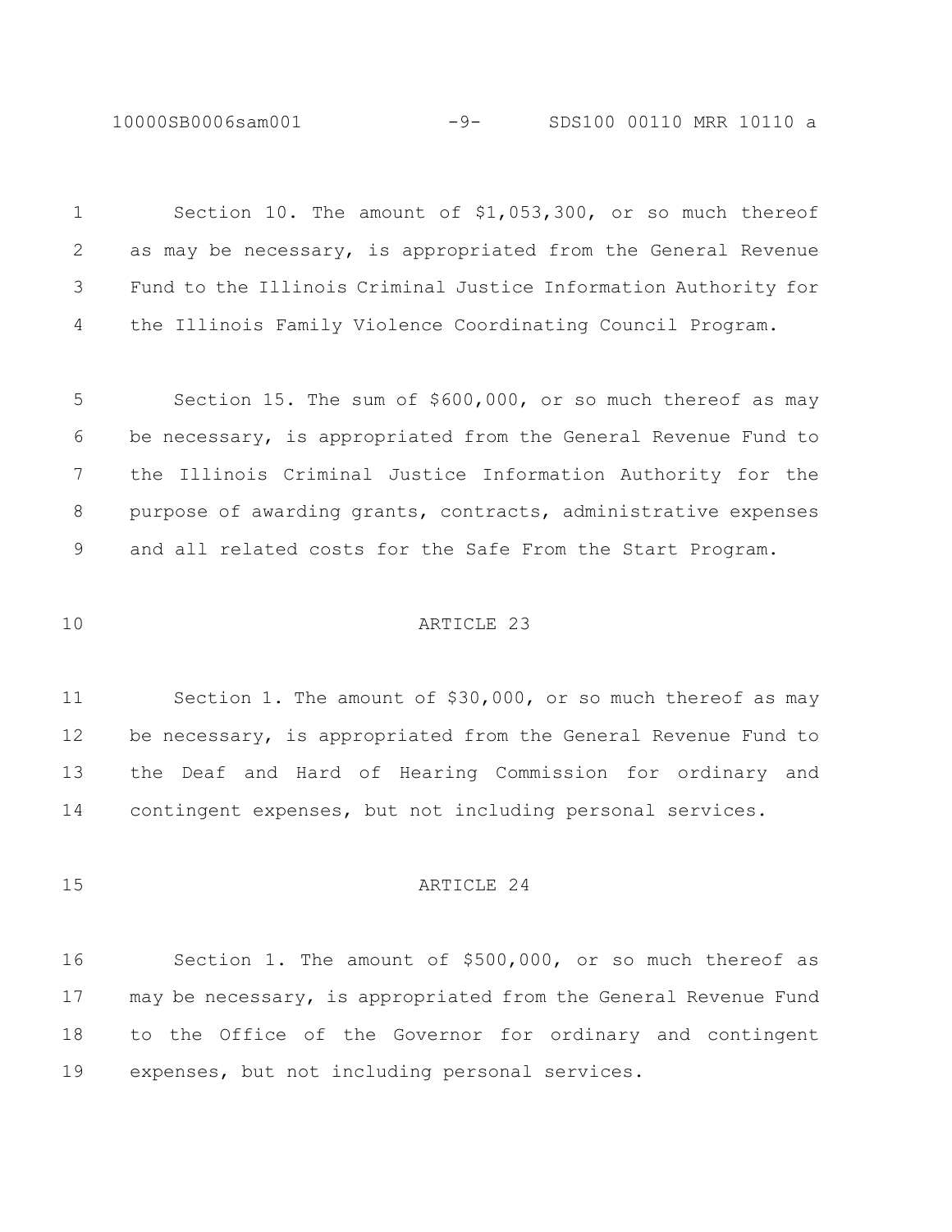Section 10. The amount of $1,053,300, or so much thereof as may be necessary, is appropriated from the General Revenue Fund to the Illinois Criminal Justice Information Authority for the Illinois Family Violence Coordinating Council Program.

Section 15. The sum of $600,000, or so much thereof as may be necessary, is appropriated from the General Revenue Fund to the Illinois Criminal Justice Information Authority for the purpose of awarding grants, contracts, administrative expenses and all related costs for the Safe From the Start Program.

## ARTICLE 23

Section 1. The amount of $30,000, or so much thereof as may be necessary, is appropriated from the General Revenue Fund to the Deaf and Hard of Hearing Commission for ordinary and contingent expenses, but not including personal services.

## ARTICLE 24

Section 1. The amount of $500,000, or so much thereof as may be necessary, is appropriated from the General Revenue Fund to the Office of the Governor for ordinary and contingent expenses, but not including personal services.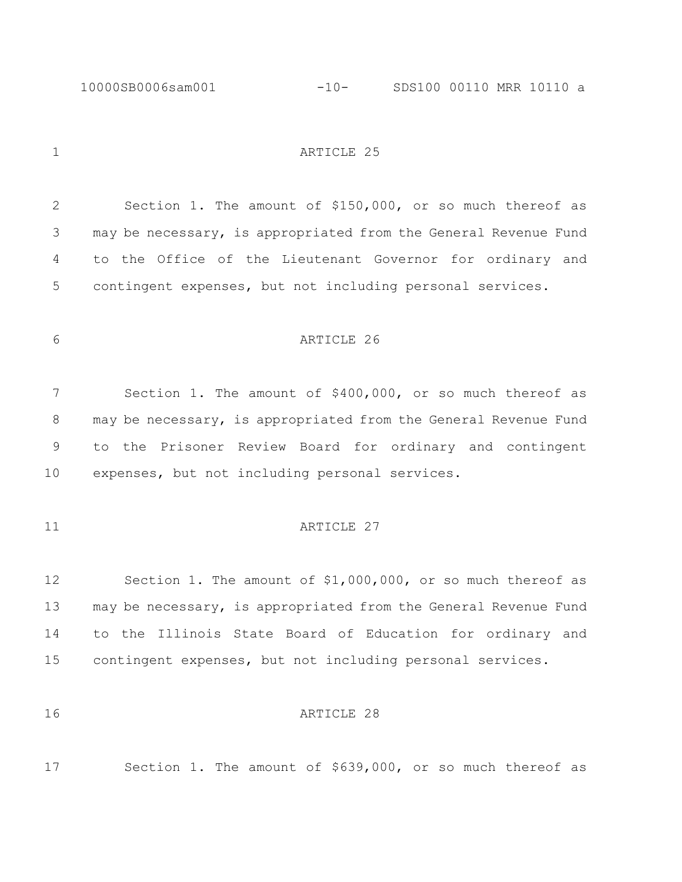ARTICLE 25

Section 1. The amount of $150,000, or so much thereof as may be necessary, is appropriated from the General Revenue Fund to the Office of the Lieutenant Governor for ordinary and contingent expenses, but not including personal services.

ARTICLE 26

Section 1. The amount of $400,000, or so much thereof as may be necessary, is appropriated from the General Revenue Fund to the Prisoner Review Board for ordinary and contingent expenses, but not including personal services.

ARTICLE 27

Section 1. The amount of $1,000,000, or so much thereof as may be necessary, is appropriated from the General Revenue Fund to the Illinois State Board of Education for ordinary and contingent expenses, but not including personal services.

ARTICLE 28

Section 1. The amount of $639,000, or so much thereof as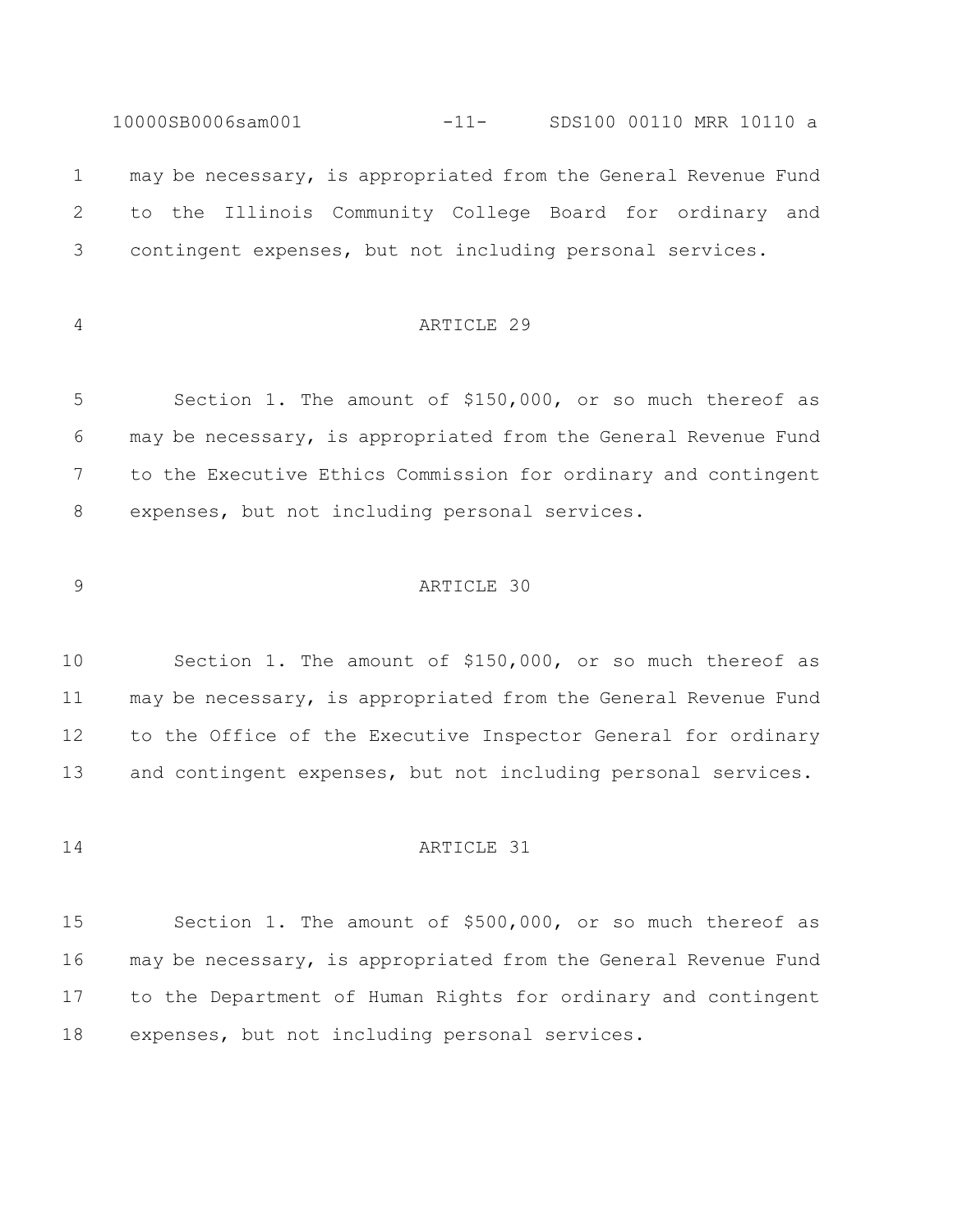may be necessary, is appropriated from the General Revenue Fund to the Illinois Community College Board for ordinary and contingent expenses, but not including personal services.

ARTICLE 29

Section 1. The amount of $150,000, or so much thereof as may be necessary, is appropriated from the General Revenue Fund to the Executive Ethics Commission for ordinary and contingent expenses, but not including personal services.

ARTICLE 30

Section 1. The amount of $150,000, or so much thereof as may be necessary, is appropriated from the General Revenue Fund to the Office of the Executive Inspector General for ordinary and contingent expenses, but not including personal services.

ARTICLE 31

Section 1. The amount of $500,000, or so much thereof as may be necessary, is appropriated from the General Revenue Fund to the Department of Human Rights for ordinary and contingent expenses, but not including personal services.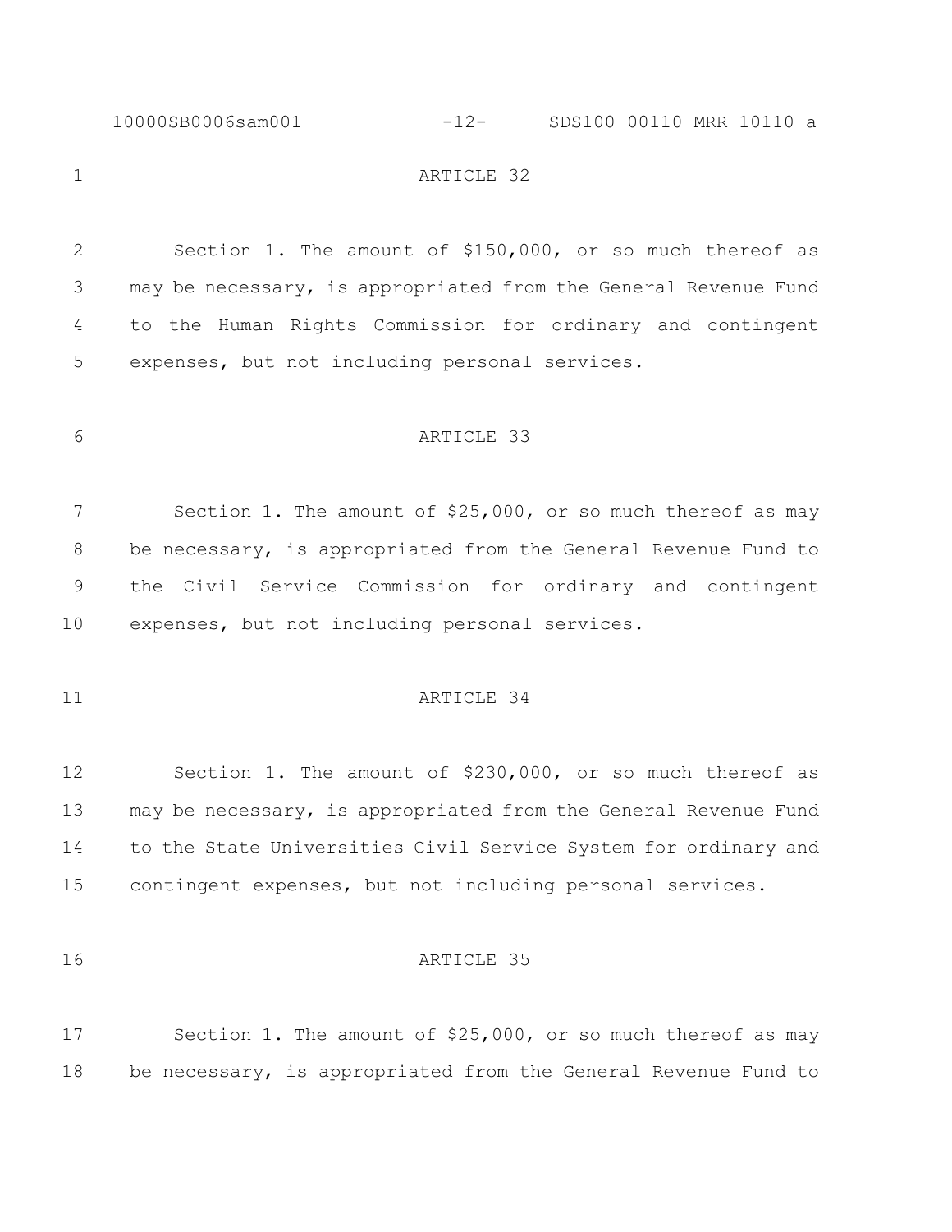ARTICLE 32

Section 1. The amount of $150,000, or so much thereof as may be necessary, is appropriated from the General Revenue Fund to the Human Rights Commission for ordinary and contingent expenses, but not including personal services.

ARTICLE 33

Section 1. The amount of $25,000, or so much thereof as may be necessary, is appropriated from the General Revenue Fund to the Civil Service Commission for ordinary and contingent expenses, but not including personal services.

ARTICLE 34

Section 1. The amount of $230,000, or so much thereof as may be necessary, is appropriated from the General Revenue Fund to the State Universities Civil Service System for ordinary and contingent expenses, but not including personal services.

ARTICLE 35

Section 1. The amount of $25,000, or so much thereof as may be necessary, is appropriated from the General Revenue Fund to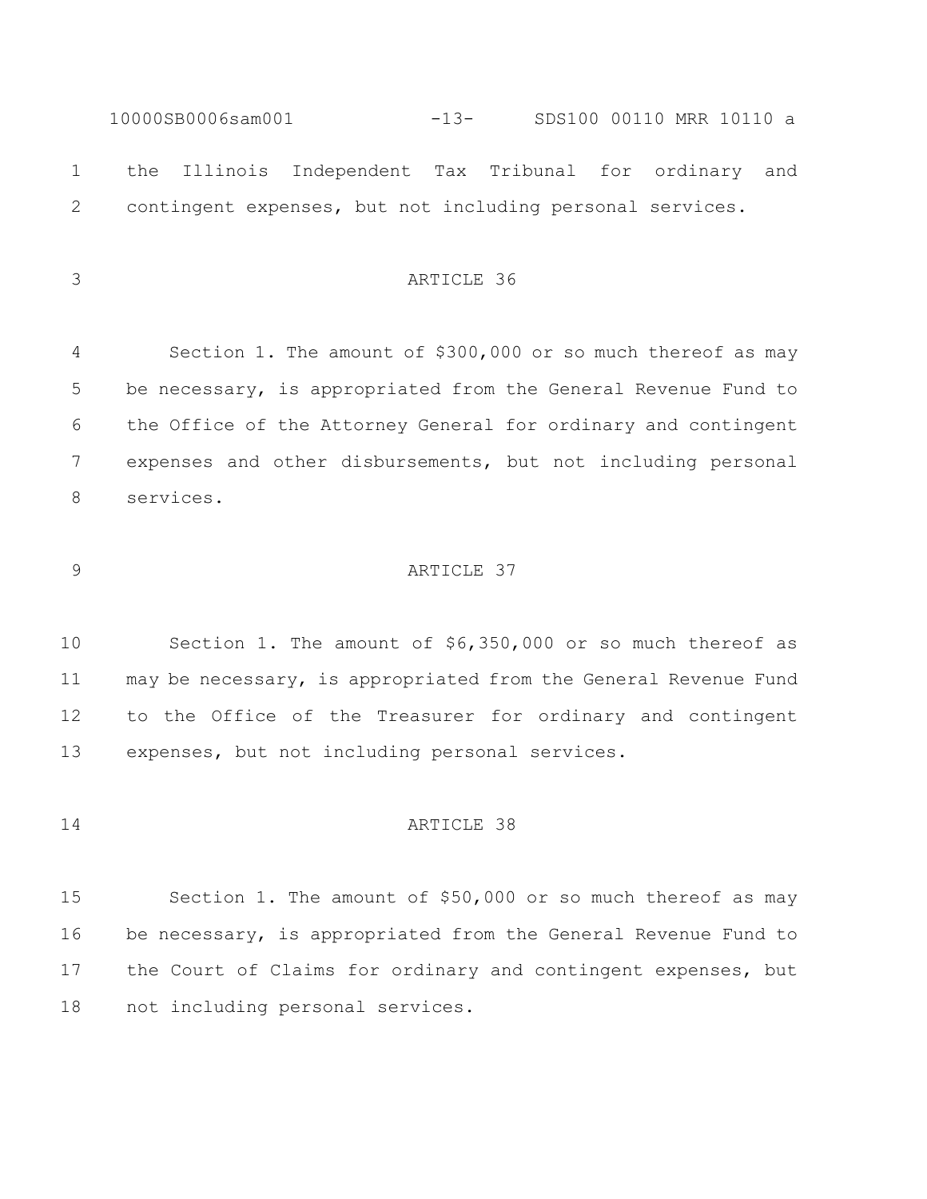the Illinois Independent Tax Tribunal for ordinary and contingent expenses, but not including personal services.

ARTICLE 36

Section 1. The amount of $300,000 or so much thereof as may be necessary, is appropriated from the General Revenue Fund to the Office of the Attorney General for ordinary and contingent expenses and other disbursements, but not including personal services.

ARTICLE 37

Section 1. The amount of $6,350,000 or so much thereof as may be necessary, is appropriated from the General Revenue Fund to the Office of the Treasurer for ordinary and contingent expenses, but not including personal services.

ARTICLE 38

Section 1. The amount of $50,000 or so much thereof as may be necessary, is appropriated from the General Revenue Fund to the Court of Claims for ordinary and contingent expenses, but not including personal services.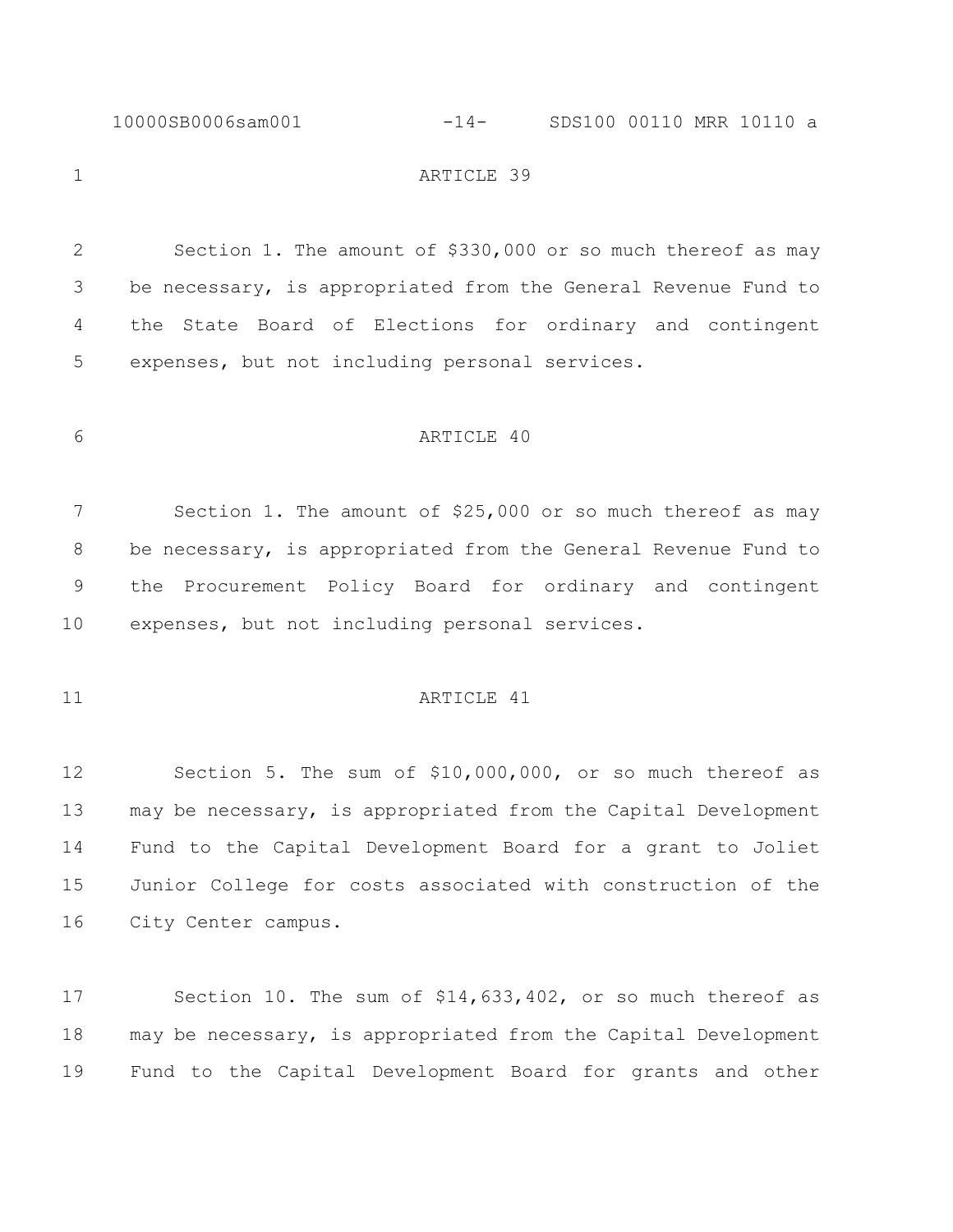ARTICLE 39

Section 1. The amount of $330,000 or so much thereof as may be necessary, is appropriated from the General Revenue Fund to the State Board of Elections for ordinary and contingent expenses, but not including personal services.

ARTICLE 40

Section 1. The amount of $25,000 or so much thereof as may be necessary, is appropriated from the General Revenue Fund to the Procurement Policy Board for ordinary and contingent expenses, but not including personal services.

ARTICLE 41

Section 5. The sum of $10,000,000, or so much thereof as may be necessary, is appropriated from the Capital Development Fund to the Capital Development Board for a grant to Joliet Junior College for costs associated with construction of the City Center campus.

Section 10. The sum of $14,633,402, or so much thereof as may be necessary, is appropriated from the Capital Development Fund to the Capital Development Board for grants and other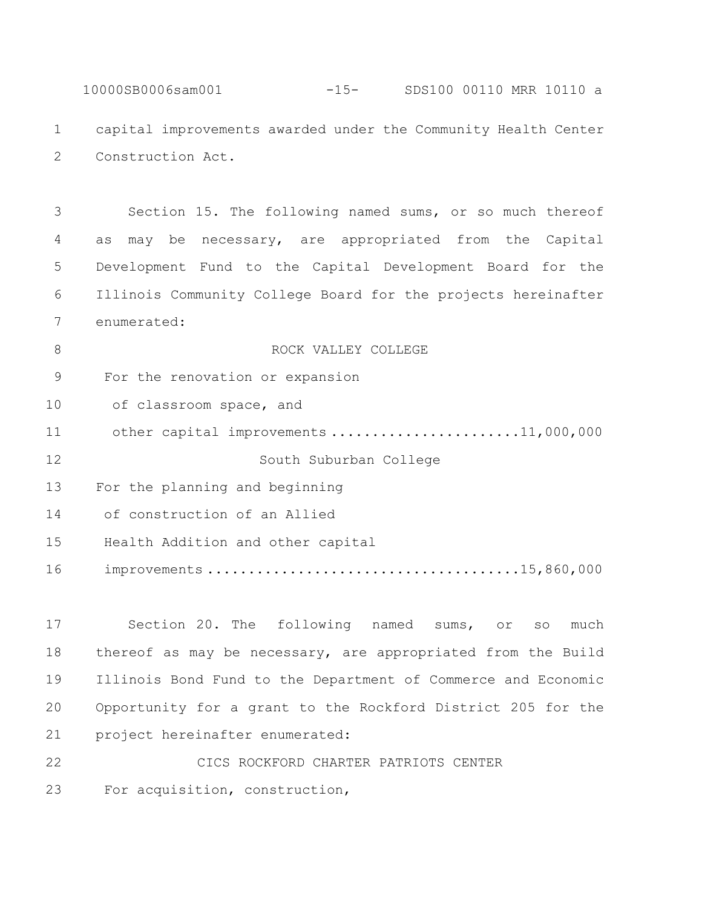capital improvements awarded under the Community Health Center Construction Act.

Section 15. The following named sums, or so much thereof as may be necessary, are appropriated from the Capital Development Fund to the Capital Development Board for the Illinois Community College Board for the projects hereinafter enumerated:

ROCK VALLEY COLLEGE

For the renovation or expansion of classroom space, and other capital improvements ....................... 11,000,000

South Suburban College

For the planning and beginning of construction of an Allied Health Addition and other capital improvements ..................................... 15,860,000

Section 20. The following named sums, or so much thereof as may be necessary, are appropriated from the Build Illinois Bond Fund to the Department of Commerce and Economic Opportunity for a grant to the Rockford District 205 for the project hereinafter enumerated:

CICS ROCKFORD CHARTER PATRIOTS CENTER

For acquisition, construction,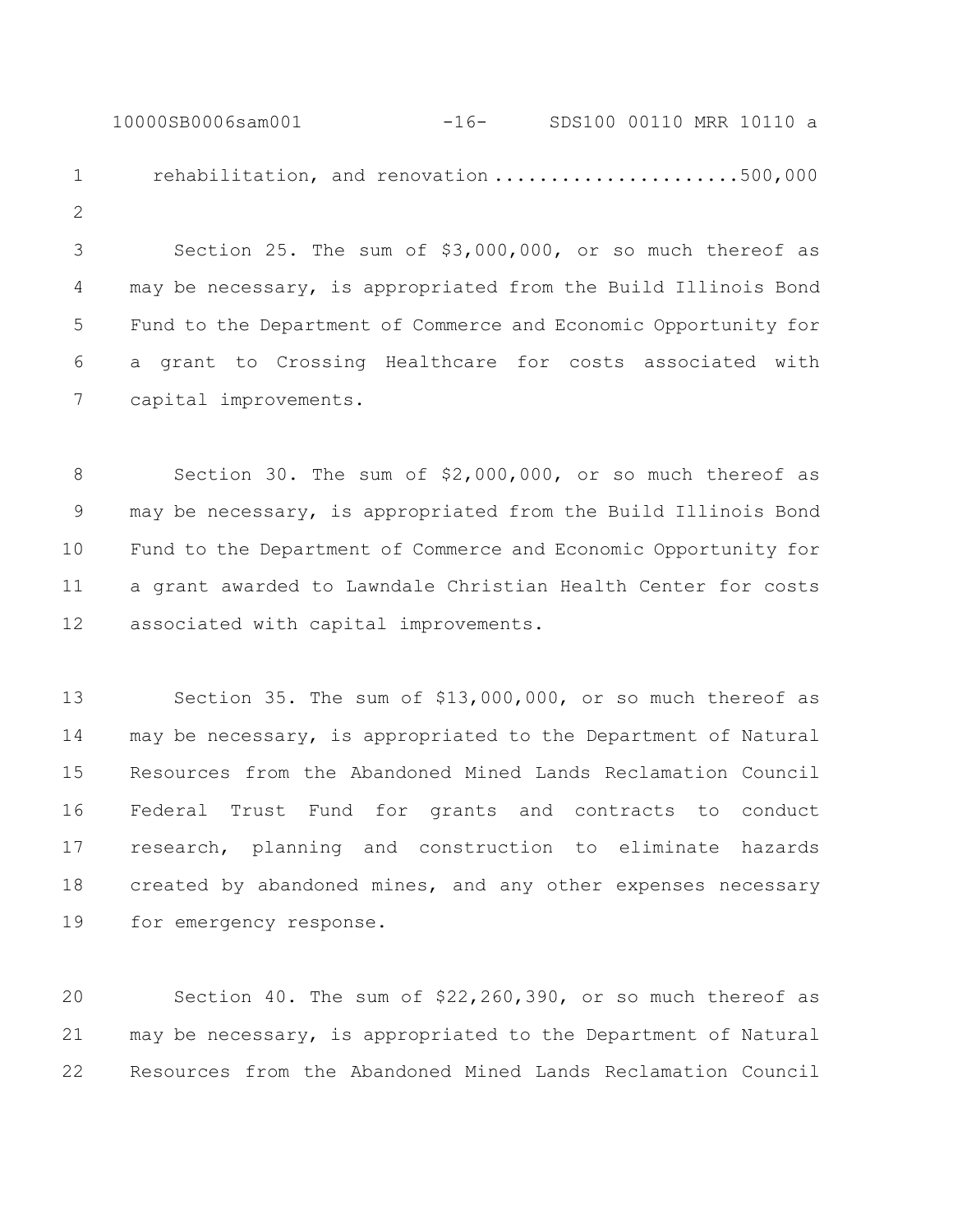rehabilitation, and renovation ......................500,000

Section 25. The sum of $3,000,000, or so much thereof as may be necessary, is appropriated from the Build Illinois Bond Fund to the Department of Commerce and Economic Opportunity for a grant to Crossing Healthcare for costs associated with capital improvements.

Section 30. The sum of $2,000,000, or so much thereof as may be necessary, is appropriated from the Build Illinois Bond Fund to the Department of Commerce and Economic Opportunity for a grant awarded to Lawndale Christian Health Center for costs associated with capital improvements.

Section 35. The sum of $13,000,000, or so much thereof as may be necessary, is appropriated to the Department of Natural Resources from the Abandoned Mined Lands Reclamation Council Federal Trust Fund for grants and contracts to conduct research, planning and construction to eliminate hazards created by abandoned mines, and any other expenses necessary for emergency response.

Section 40. The sum of $22,260,390, or so much thereof as may be necessary, is appropriated to the Department of Natural Resources from the Abandoned Mined Lands Reclamation Council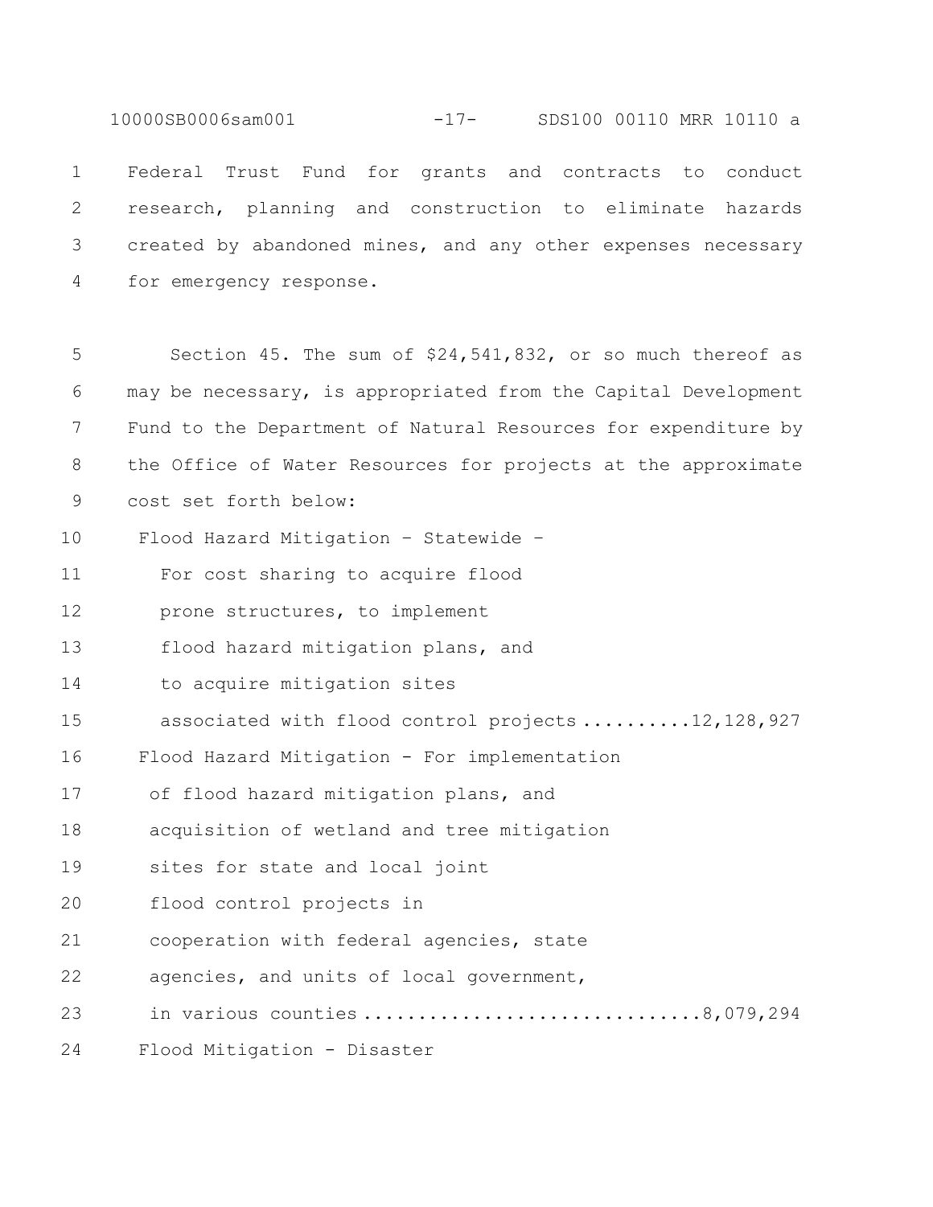Federal Trust Fund for grants and contracts to conduct research, planning and construction to eliminate hazards created by abandoned mines, and any other expenses necessary for emergency response.

Section 45. The sum of $24,541,832, or so much thereof as may be necessary, is appropriated from the Capital Development Fund to the Department of Natural Resources for expenditure by the Office of Water Resources for projects at the approximate cost set forth below:

Flood Hazard Mitigation – Statewide – For cost sharing to acquire flood prone structures, to implement flood hazard mitigation plans, and to acquire mitigation sites associated with flood control projects ..........12,128,927

Flood Hazard Mitigation - For implementation of flood hazard mitigation plans, and acquisition of wetland and tree mitigation sites for state and local joint flood control projects in cooperation with federal agencies, state agencies, and units of local government, in various counties ..............................8,079,294

Flood Mitigation - Disaster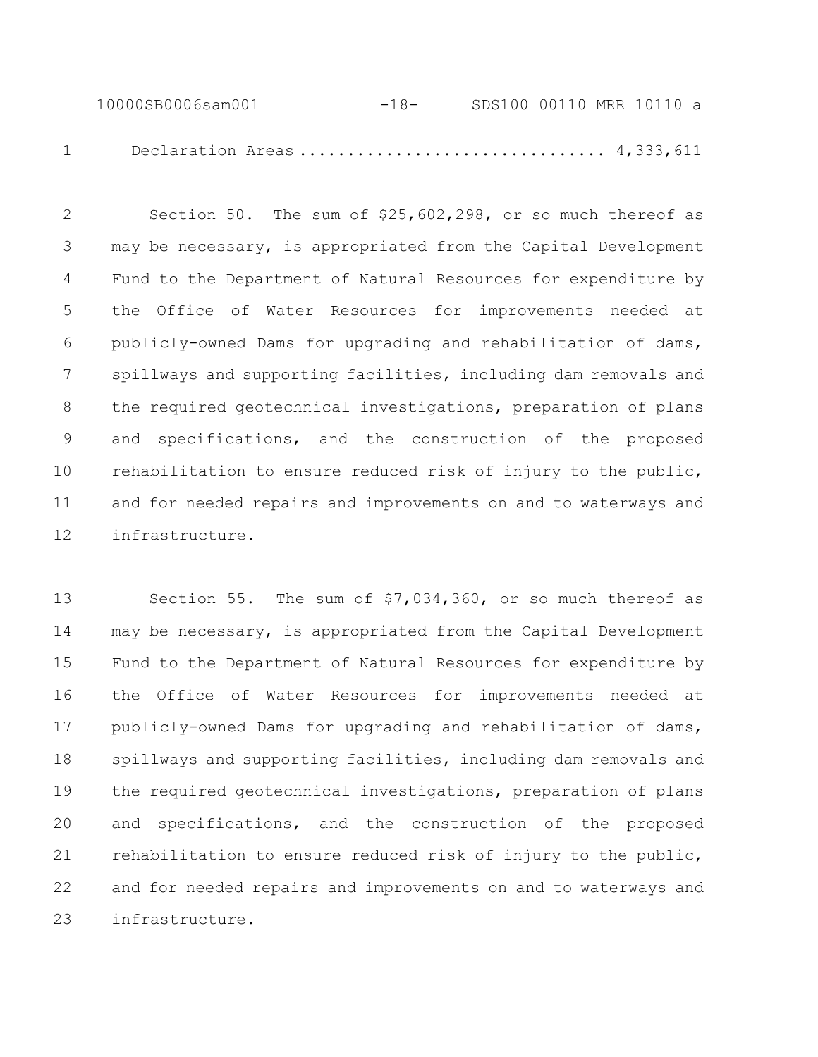Declaration Areas ............................... 4,333,611

Section 50. The sum of $25,602,298, or so much thereof as may be necessary, is appropriated from the Capital Development Fund to the Department of Natural Resources for expenditure by the Office of Water Resources for improvements needed at publicly-owned Dams for upgrading and rehabilitation of dams, spillways and supporting facilities, including dam removals and the required geotechnical investigations, preparation of plans and specifications, and the construction of the proposed rehabilitation to ensure reduced risk of injury to the public, and for needed repairs and improvements on and to waterways and infrastructure.

Section 55. The sum of $7,034,360, or so much thereof as may be necessary, is appropriated from the Capital Development Fund to the Department of Natural Resources for expenditure by the Office of Water Resources for improvements needed at publicly-owned Dams for upgrading and rehabilitation of dams, spillways and supporting facilities, including dam removals and the required geotechnical investigations, preparation of plans and specifications, and the construction of the proposed rehabilitation to ensure reduced risk of injury to the public, and for needed repairs and improvements on and to waterways and infrastructure.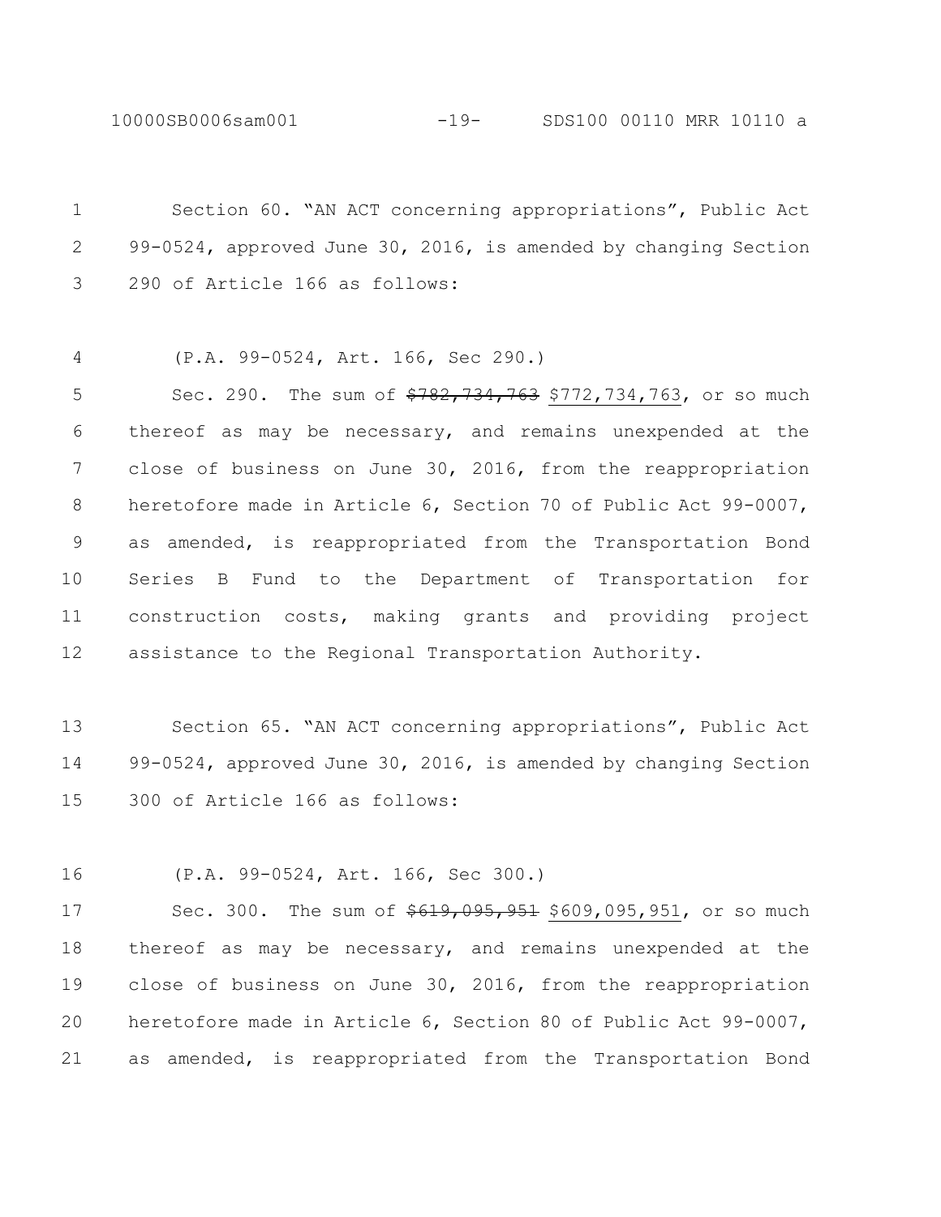Section 60. "AN ACT concerning appropriations", Public Act 99-0524, approved June 30, 2016, is amended by changing Section 290 of Article 166 as follows:

(P.A. 99-0524, Art. 166, Sec 290.)

Sec. 290. The sum of ~~$782,734,763~~ $772,734,763, or so much thereof as may be necessary, and remains unexpended at the close of business on June 30, 2016, from the reappropriation heretofore made in Article 6, Section 70 of Public Act 99-0007, as amended, is reappropriated from the Transportation Bond Series B Fund to the Department of Transportation for construction costs, making grants and providing project assistance to the Regional Transportation Authority.

Section 65. "AN ACT concerning appropriations", Public Act 99-0524, approved June 30, 2016, is amended by changing Section 300 of Article 166 as follows:

(P.A. 99-0524, Art. 166, Sec 300.)

Sec. 300. The sum of ~~$619,095,951~~ $609,095,951, or so much thereof as may be necessary, and remains unexpended at the close of business on June 30, 2016, from the reappropriation heretofore made in Article 6, Section 80 of Public Act 99-0007, as amended, is reappropriated from the Transportation Bond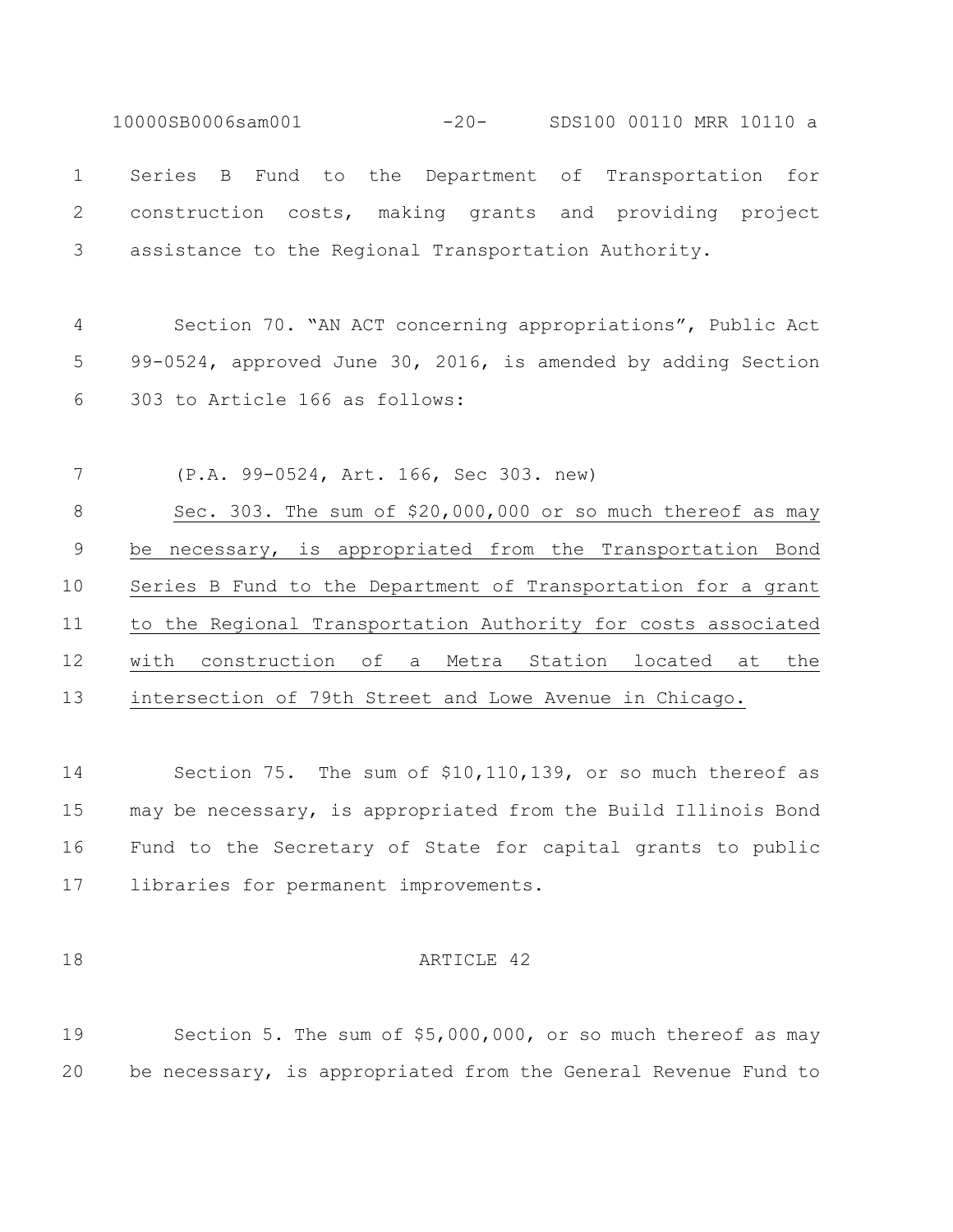Series B Fund to the Department of Transportation for construction costs, making grants and providing project assistance to the Regional Transportation Authority.

Section 70. "AN ACT concerning appropriations", Public Act 99-0524, approved June 30, 2016, is amended by adding Section 303 to Article 166 as follows:

(P.A. 99-0524, Art. 166, Sec 303. new)

Sec. 303. The sum of $20,000,000 or so much thereof as may be necessary, is appropriated from the Transportation Bond Series B Fund to the Department of Transportation for a grant to the Regional Transportation Authority for costs associated with construction of a Metra Station located at the intersection of 79th Street and Lowe Avenue in Chicago.

Section 75. The sum of $10,110,139, or so much thereof as may be necessary, is appropriated from the Build Illinois Bond Fund to the Secretary of State for capital grants to public libraries for permanent improvements.

ARTICLE 42

Section 5. The sum of $5,000,000, or so much thereof as may be necessary, is appropriated from the General Revenue Fund to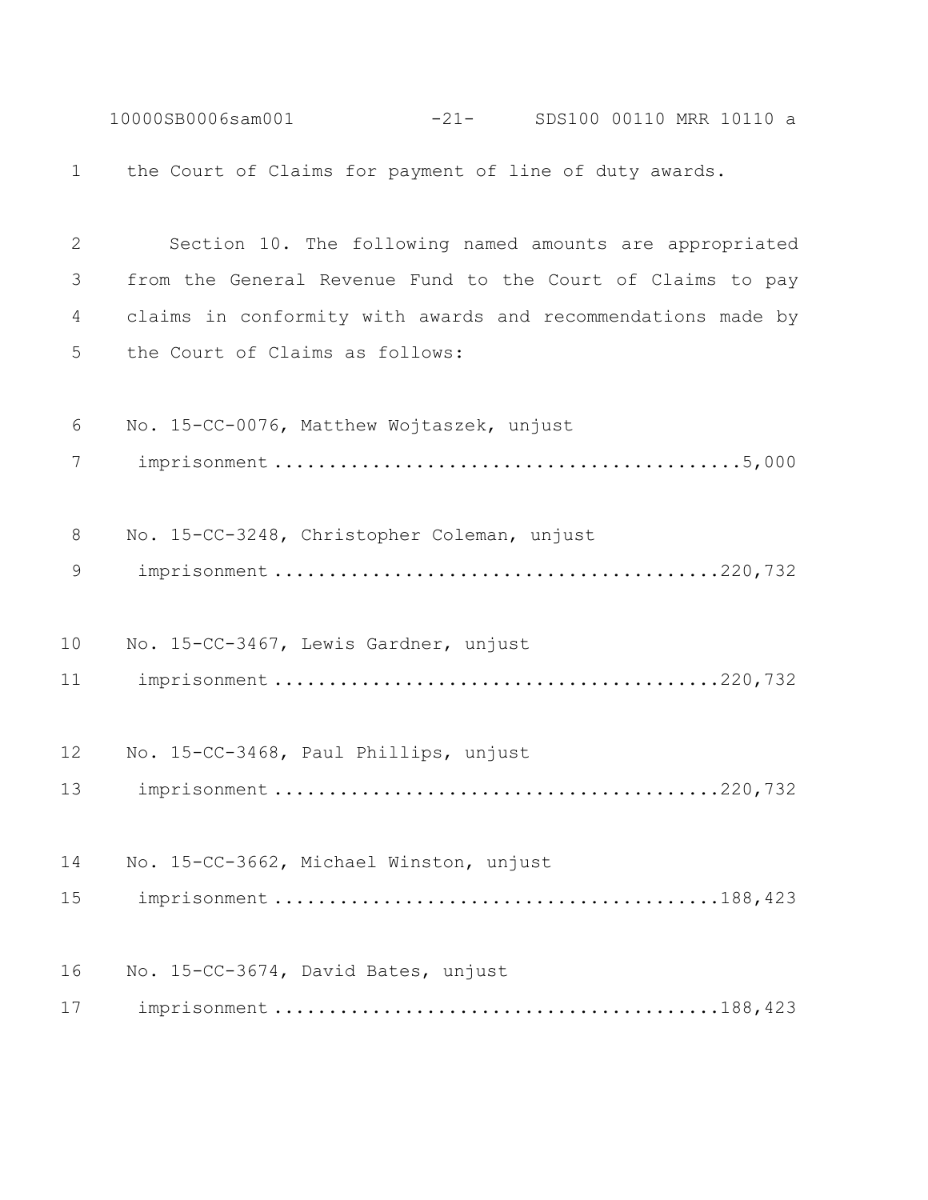the Court of Claims for payment of line of duty awards.

Section 10. The following named amounts are appropriated from the General Revenue Fund to the Court of Claims to pay claims in conformity with awards and recommendations made by the Court of Claims as follows:

No. 15-CC-0076, Matthew Wojtaszek, unjust imprisonment .......................................... 5,000

No. 15-CC-3248, Christopher Coleman, unjust imprisonment .......................................... 220,732

No. 15-CC-3467, Lewis Gardner, unjust imprisonment .......................................... 220,732

No. 15-CC-3468, Paul Phillips, unjust imprisonment .......................................... 220,732

No. 15-CC-3662, Michael Winston, unjust imprisonment .......................................... 188,423

No. 15-CC-3674, David Bates, unjust imprisonment .......................................... 188,423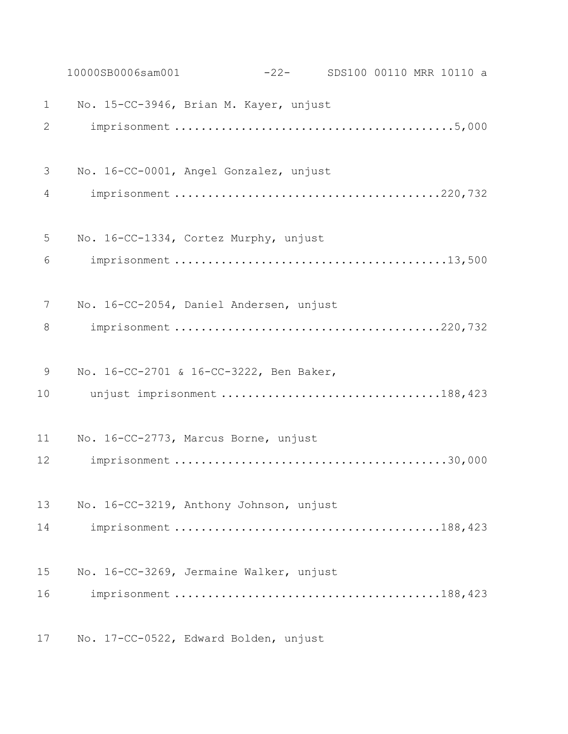No. 15-CC-3946, Brian M. Kayer, unjust imprisonment ........................................5,000

No. 16-CC-0001, Angel Gonzalez, unjust imprisonment ........................................220,732

No. 16-CC-1334, Cortez Murphy, unjust imprisonment ........................................13,500

No. 16-CC-2054, Daniel Andersen, unjust imprisonment ........................................220,732

No. 16-CC-2701 & 16-CC-3222, Ben Baker, unjust imprisonment ................................188,423

No. 16-CC-2773, Marcus Borne, unjust imprisonment ........................................30,000

No. 16-CC-3219, Anthony Johnson, unjust imprisonment ........................................188,423

No. 16-CC-3269, Jermaine Walker, unjust imprisonment ........................................188,423

No. 17-CC-0522, Edward Bolden, unjust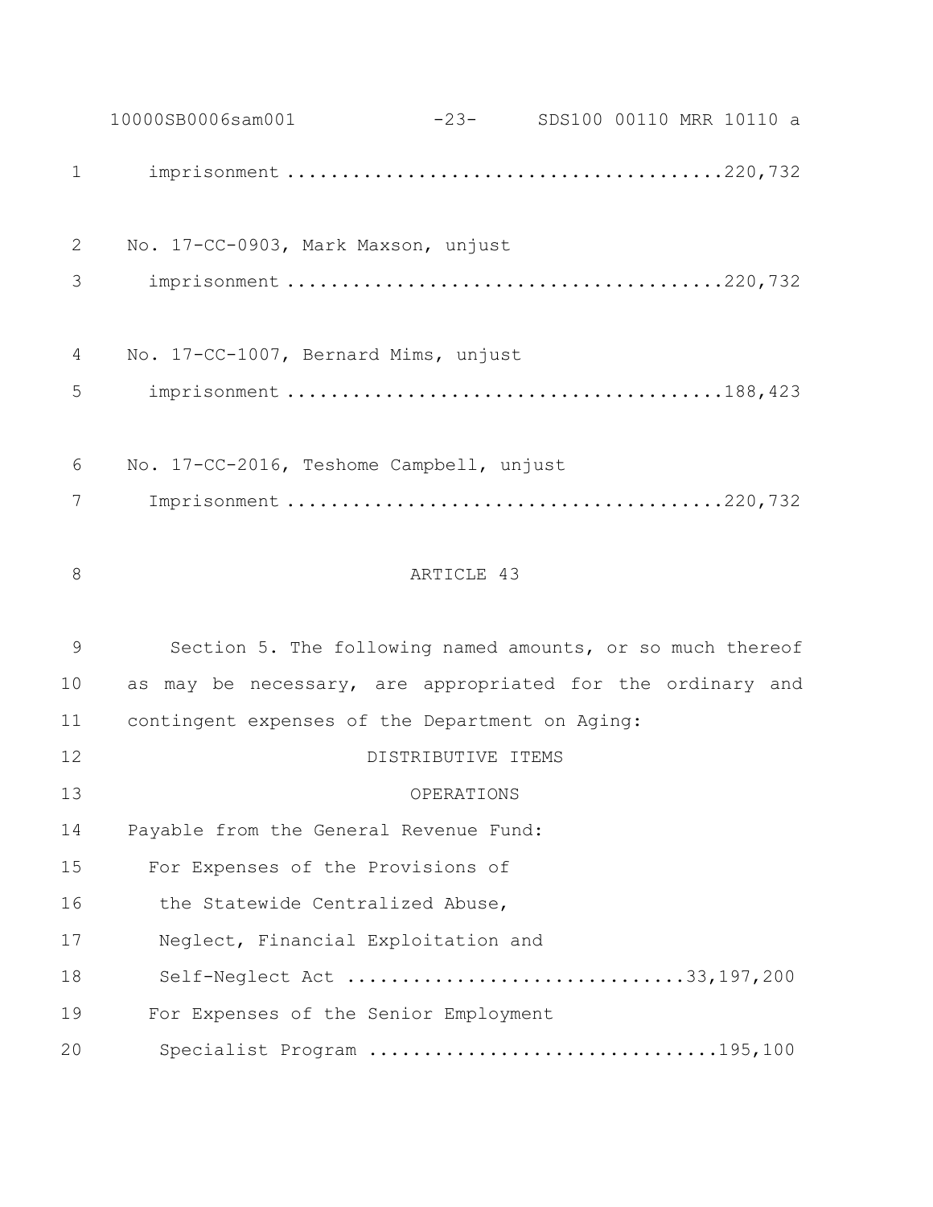imprisonment ....................................... 220,732

No. 17-CC-0903, Mark Maxson, unjust imprisonment ....................................... 220,732

No. 17-CC-1007, Bernard Mims, unjust imprisonment ....................................... 188,423

No. 17-CC-2016, Teshome Campbell, unjust Imprisonment ....................................... 220,732

## ARTICLE 43

Section 5. The following named amounts, or so much thereof as may be necessary, are appropriated for the ordinary and contingent expenses of the Department on Aging:

DISTRIBUTIVE ITEMS

OPERATIONS

Payable from the General Revenue Fund:

For Expenses of the Provisions of the Statewide Centralized Abuse, Neglect, Financial Exploitation and Self-Neglect Act .............................. 33,197,200

For Expenses of the Senior Employment Specialist Program ............................... 195,100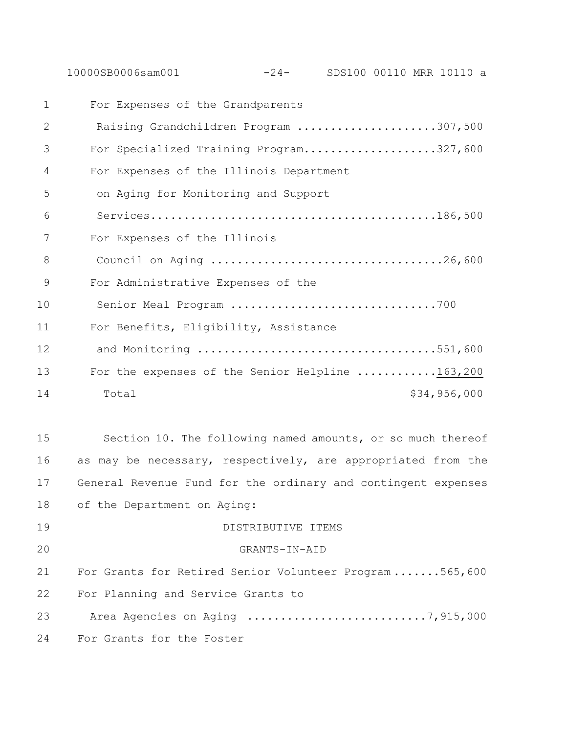For Expenses of the Grandparents Raising Grandchildren Program ....................307,500

For Specialized Training Program....................327,600

For Expenses of the Illinois Department on Aging for Monitoring and Support Services...........................................186,500

For Expenses of the Illinois Council on Aging ..................................26,600

For Administrative Expenses of the Senior Meal Program ..............................700

For Benefits, Eligibility, Assistance and Monitoring ...................................551,600

For the expenses of the Senior Helpline ...........163,200

Total $34,956,000

Section 10. The following named amounts, or so much thereof as may be necessary, respectively, are appropriated from the General Revenue Fund for the ordinary and contingent expenses of the Department on Aging:

DISTRIBUTIVE ITEMS

GRANTS-IN-AID

For Grants for Retired Senior Volunteer Program .......565,600

For Planning and Service Grants to Area Agencies on Aging ..........................7,915,000

For Grants for the Foster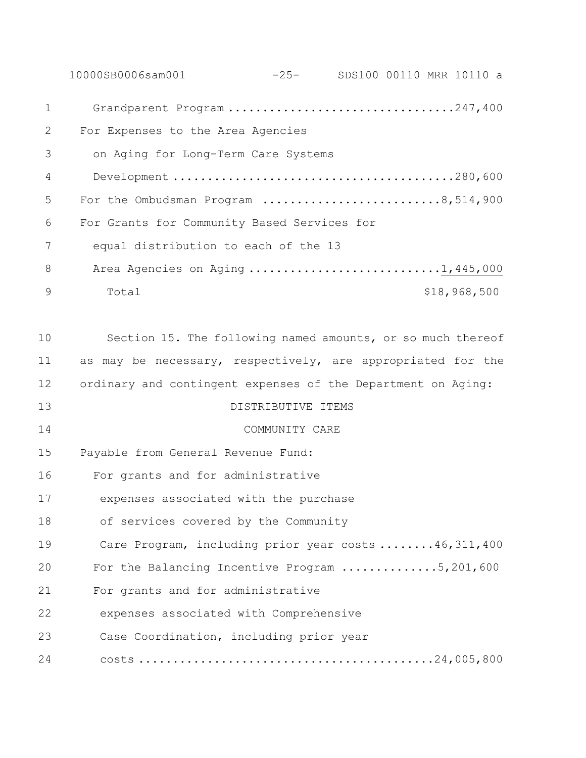Grandparent Program ................................247,400
For Expenses to the Area Agencies
on Aging for Long-Term Care Systems
Development ........................................280,600
For the Ombudsman Program .........................8,514,900
For Grants for Community Based Services for
equal distribution to each of the 13
Area Agencies on Aging ...........................<u>1,445,000</u>
Total $18,968,500

Section 15. The following named amounts, or so much thereof as may be necessary, respectively, are appropriated for the ordinary and contingent expenses of the Department on Aging:

DISTRIBUTIVE ITEMS

COMMUNITY CARE

Payable from General Revenue Fund:
For grants and for administrative
expenses associated with the purchase
of services covered by the Community
Care Program, including prior year costs ........46,311,400
For the Balancing Incentive Program .............5,201,600
For grants and for administrative
expenses associated with Comprehensive
Case Coordination, including prior year
costs ..........................................24,005,800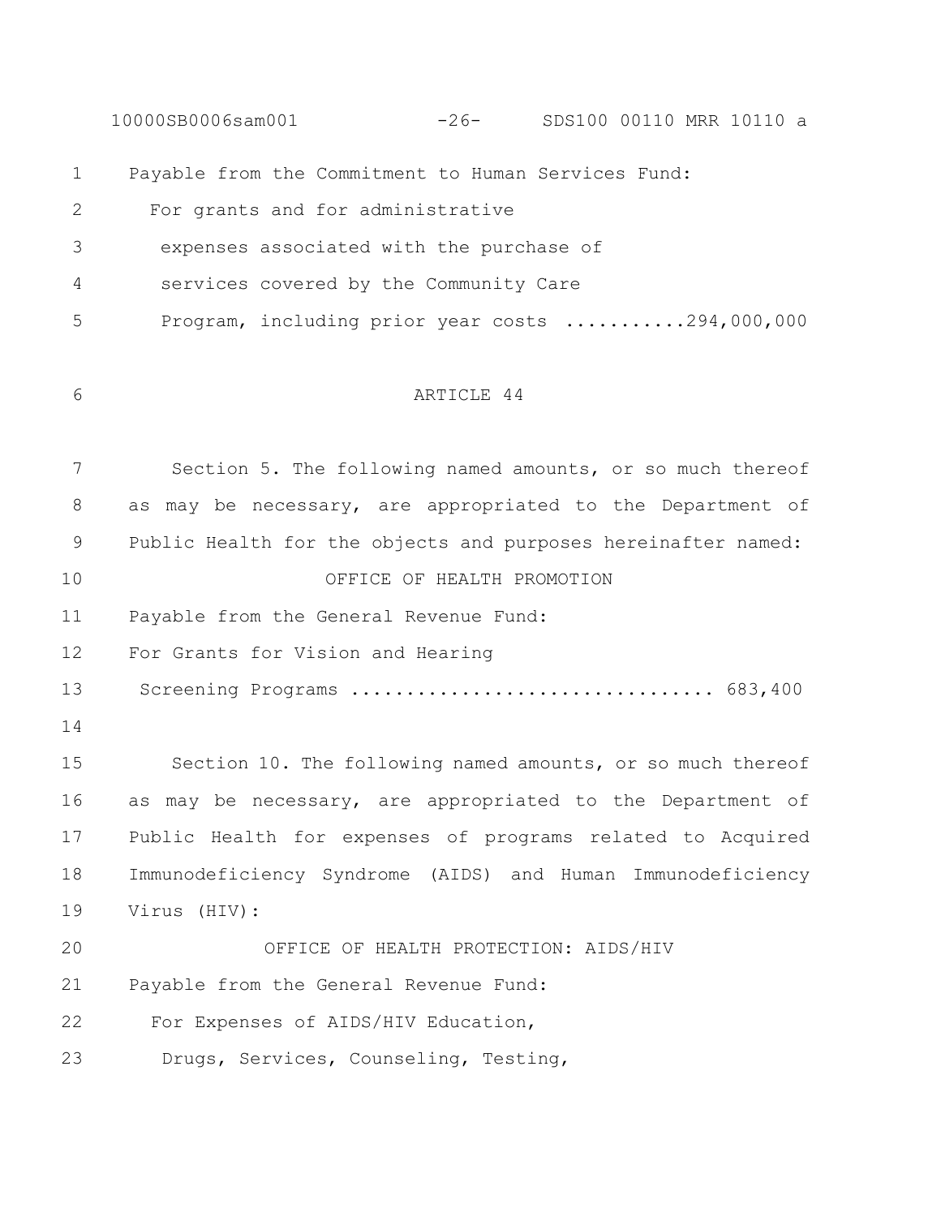Payable from the Commitment to Human Services Fund:

For grants and for administrative expenses associated with the purchase of services covered by the Community Care Program, including prior year costs ...........294,000,000

## ARTICLE 44

Section 5. The following named amounts, or so much thereof as may be necessary, are appropriated to the Department of Public Health for the objects and purposes hereinafter named:

### OFFICE OF HEALTH PROMOTION

Payable from the General Revenue Fund:

For Grants for Vision and Hearing Screening Programs ................................ 683,400

Section 10. The following named amounts, or so much thereof as may be necessary, are appropriated to the Department of Public Health for expenses of programs related to Acquired Immunodeficiency Syndrome (AIDS) and Human Immunodeficiency Virus (HIV):

### OFFICE OF HEALTH PROTECTION: AIDS/HIV

Payable from the General Revenue Fund:

For Expenses of AIDS/HIV Education, Drugs, Services, Counseling, Testing,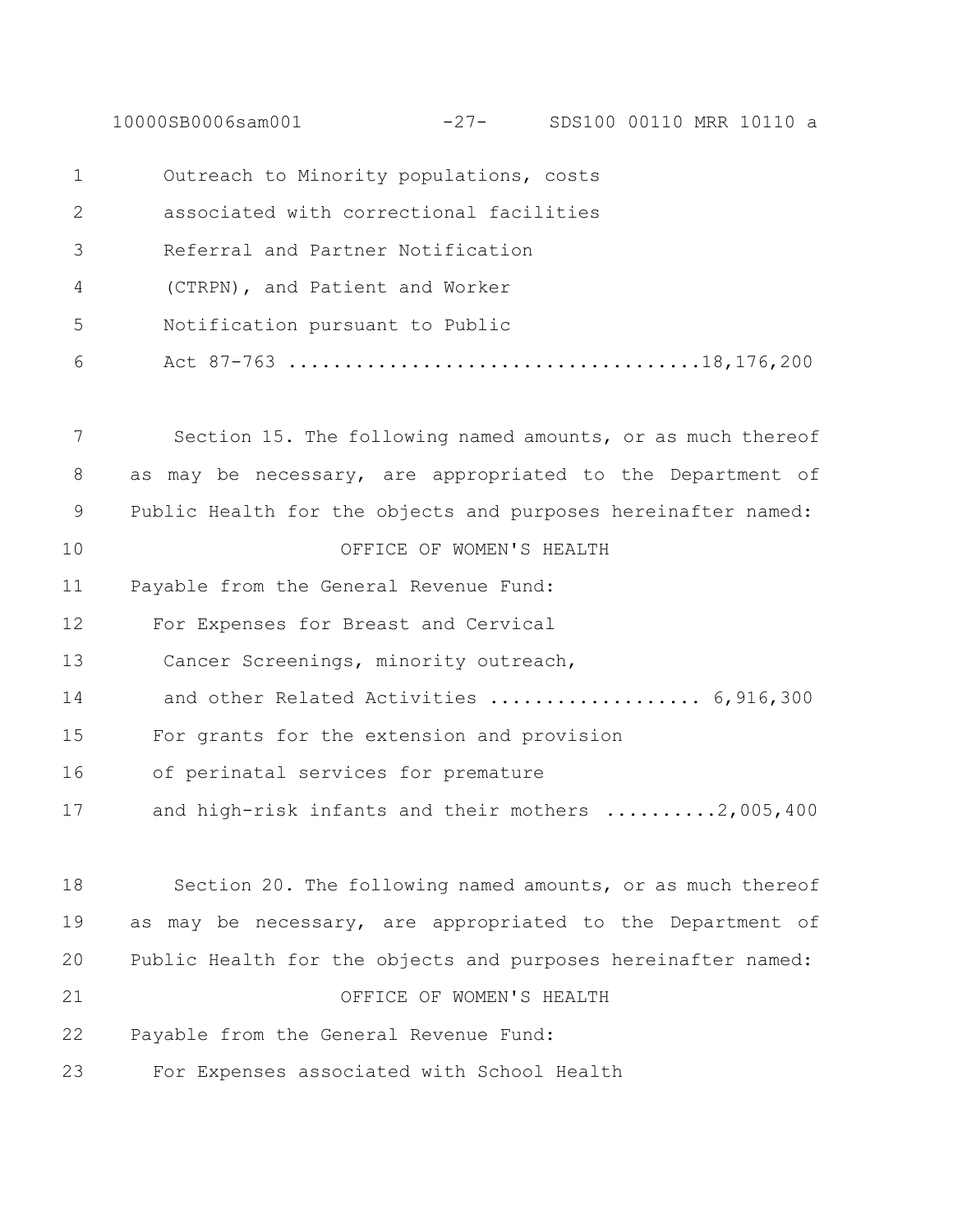Outreach to Minority populations, costs
associated with correctional facilities
Referral and Partner Notification
(CTRPN), and Patient and Worker
Notification pursuant to Public
Act 87-763 ....................................18,176,200

Section 15. The following named amounts, or as much thereof as may be necessary, are appropriated to the Department of Public Health for the objects and purposes hereinafter named:

OFFICE OF WOMEN'S HEALTH

Payable from the General Revenue Fund:

For Expenses for Breast and Cervical
Cancer Screenings, minority outreach,
and other Related Activities ................... 6,916,300

For grants for the extension and provision
of perinatal services for premature
and high-risk infants and their mothers ..........2,005,400

Section 20. The following named amounts, or as much thereof as may be necessary, are appropriated to the Department of Public Health for the objects and purposes hereinafter named:

OFFICE OF WOMEN'S HEALTH

Payable from the General Revenue Fund:

For Expenses associated with School Health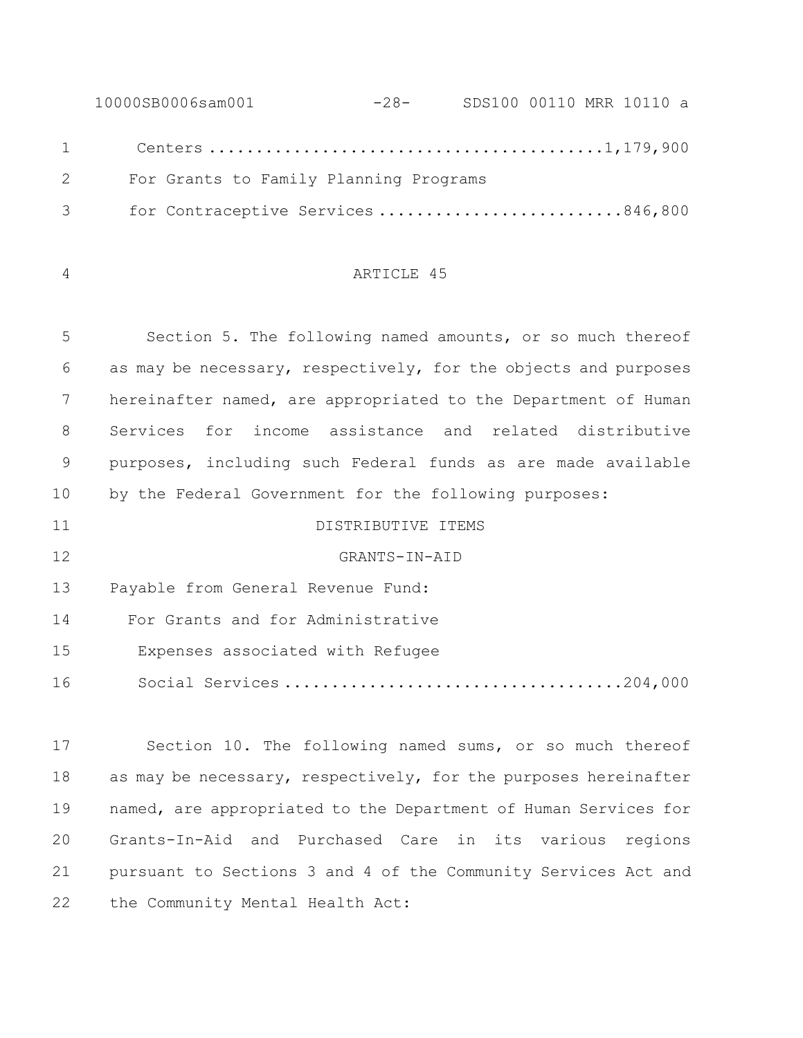Centers ..........................................1,179,900

For Grants to Family Planning Programs

for Contraceptive Services ..........................846,800

ARTICLE 45

Section 5. The following named amounts, or so much thereof as may be necessary, respectively, for the objects and purposes hereinafter named, are appropriated to the Department of Human Services for income assistance and related distributive purposes, including such Federal funds as are made available by the Federal Government for the following purposes:

DISTRIBUTIVE ITEMS

GRANTS-IN-AID

Payable from General Revenue Fund:

For Grants and for Administrative Expenses associated with Refugee Social Services ...................................204,000

Section 10. The following named sums, or so much thereof as may be necessary, respectively, for the purposes hereinafter named, are appropriated to the Department of Human Services for Grants-In-Aid and Purchased Care in its various regions pursuant to Sections 3 and 4 of the Community Services Act and the Community Mental Health Act: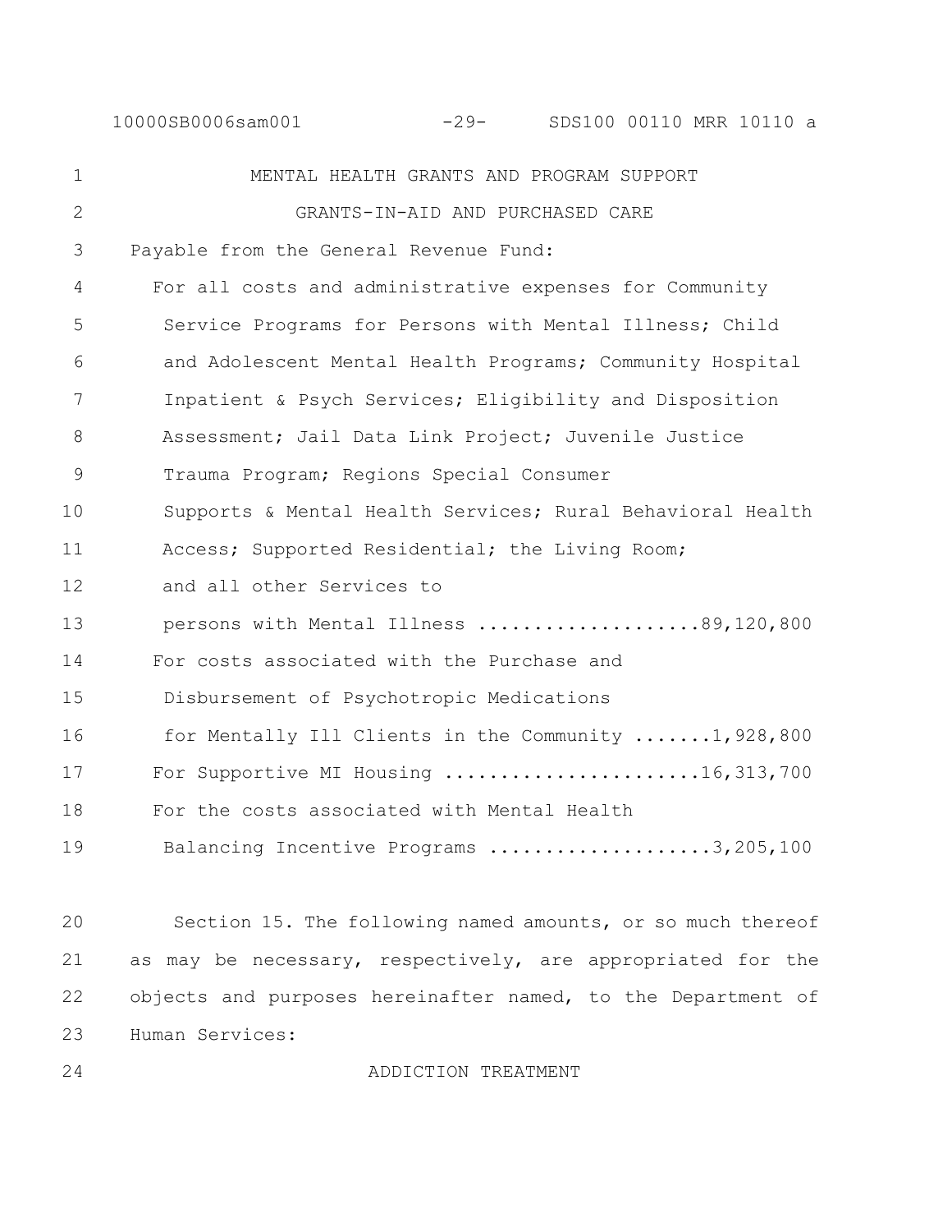MENTAL HEALTH GRANTS AND PROGRAM SUPPORT

GRANTS-IN-AID AND PURCHASED CARE

Payable from the General Revenue Fund:

For all costs and administrative expenses for Community Service Programs for Persons with Mental Illness; Child and Adolescent Mental Health Programs; Community Hospital Inpatient & Psych Services; Eligibility and Disposition Assessment; Jail Data Link Project; Juvenile Justice Trauma Program; Regions Special Consumer Supports & Mental Health Services; Rural Behavioral Health Access; Supported Residential; the Living Room; and all other Services to persons with Mental Illness ....................89,120,800

For costs associated with the Purchase and Disbursement of Psychotropic Medications for Mentally Ill Clients in the Community .......1,928,800

For Supportive MI Housing .......................16,313,700

For the costs associated with Mental Health Balancing Incentive Programs ....................3,205,100

Section 15. The following named amounts, or so much thereof as may be necessary, respectively, are appropriated for the objects and purposes hereinafter named, to the Department of Human Services:

ADDICTION TREATMENT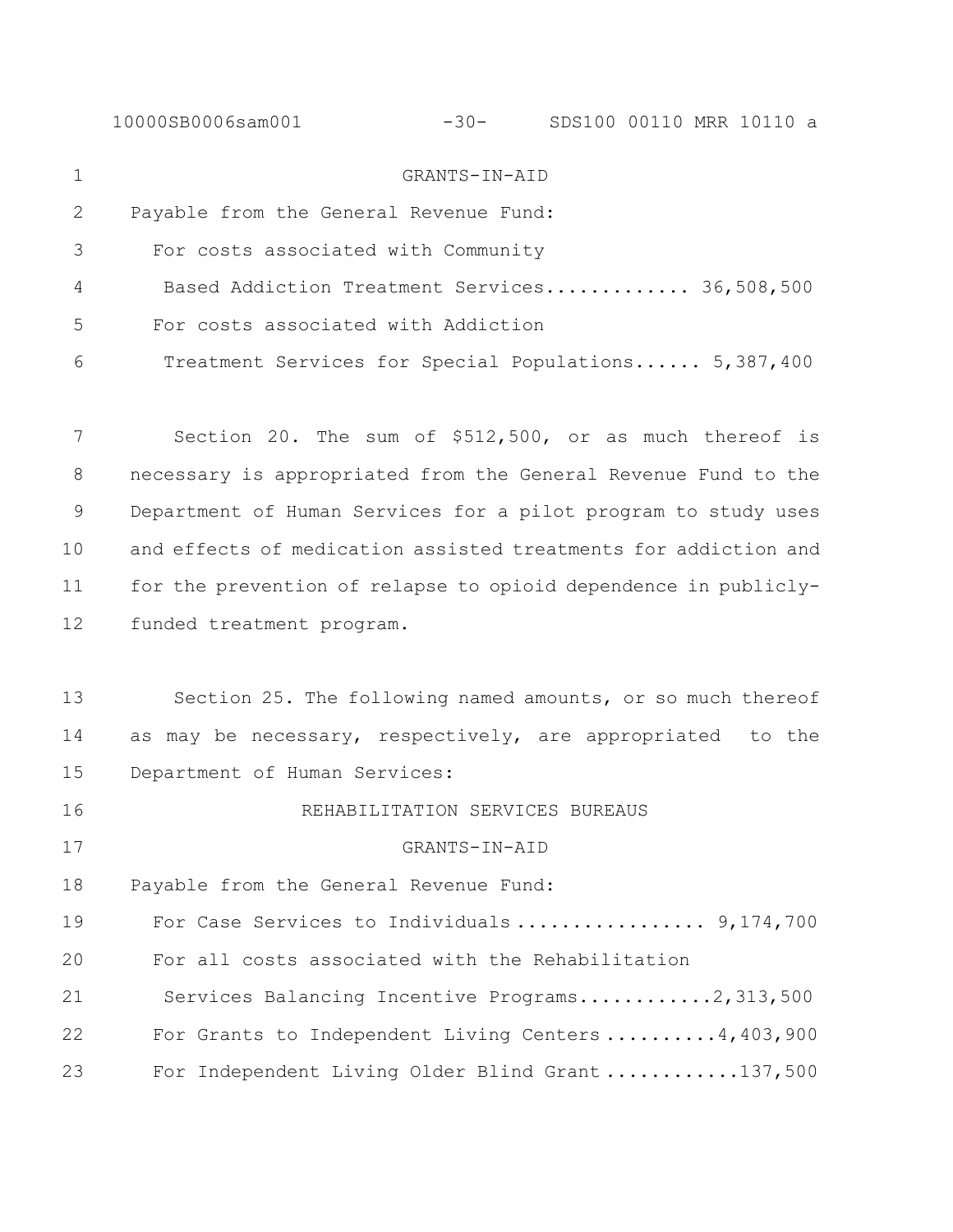GRANTS-IN-AID

Payable from the General Revenue Fund:

For costs associated with Community Based Addiction Treatment Services............. 36,508,500

For costs associated with Addiction Treatment Services for Special Populations...... 5,387,400

Section 20. The sum of $512,500, or as much thereof is necessary is appropriated from the General Revenue Fund to the Department of Human Services for a pilot program to study uses and effects of medication assisted treatments for addiction and for the prevention of relapse to opioid dependence in publicly-funded treatment program.

Section 25. The following named amounts, or so much thereof as may be necessary, respectively, are appropriated to the Department of Human Services:

REHABILITATION SERVICES BUREAUS

GRANTS-IN-AID

Payable from the General Revenue Fund:

For Case Services to Individuals ................. 9,174,700

For all costs associated with the Rehabilitation Services Balancing Incentive Programs............2,313,500

For Grants to Independent Living Centers ..........4,403,900

For Independent Living Older Blind Grant ............137,500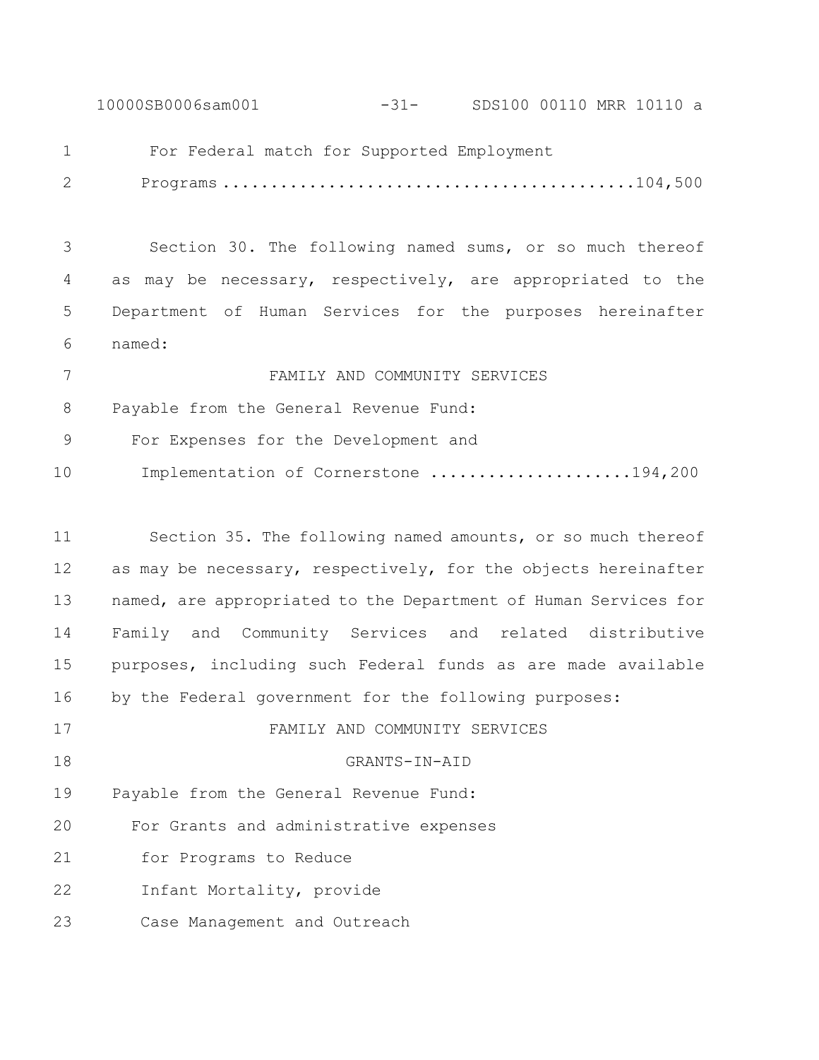For Federal match for Supported Employment
Programs ..........................................104,500

Section 30. The following named sums, or so much thereof as may be necessary, respectively, are appropriated to the Department of Human Services for the purposes hereinafter named:

FAMILY AND COMMUNITY SERVICES

Payable from the General Revenue Fund:

For Expenses for the Development and
Implementation of Cornerstone ....................194,200

Section 35. The following named amounts, or so much thereof as may be necessary, respectively, for the objects hereinafter named, are appropriated to the Department of Human Services for Family and Community Services and related distributive purposes, including such Federal funds as are made available by the Federal government for the following purposes:

FAMILY AND COMMUNITY SERVICES

GRANTS-IN-AID

Payable from the General Revenue Fund:

For Grants and administrative expenses
for Programs to Reduce
Infant Mortality, provide
Case Management and Outreach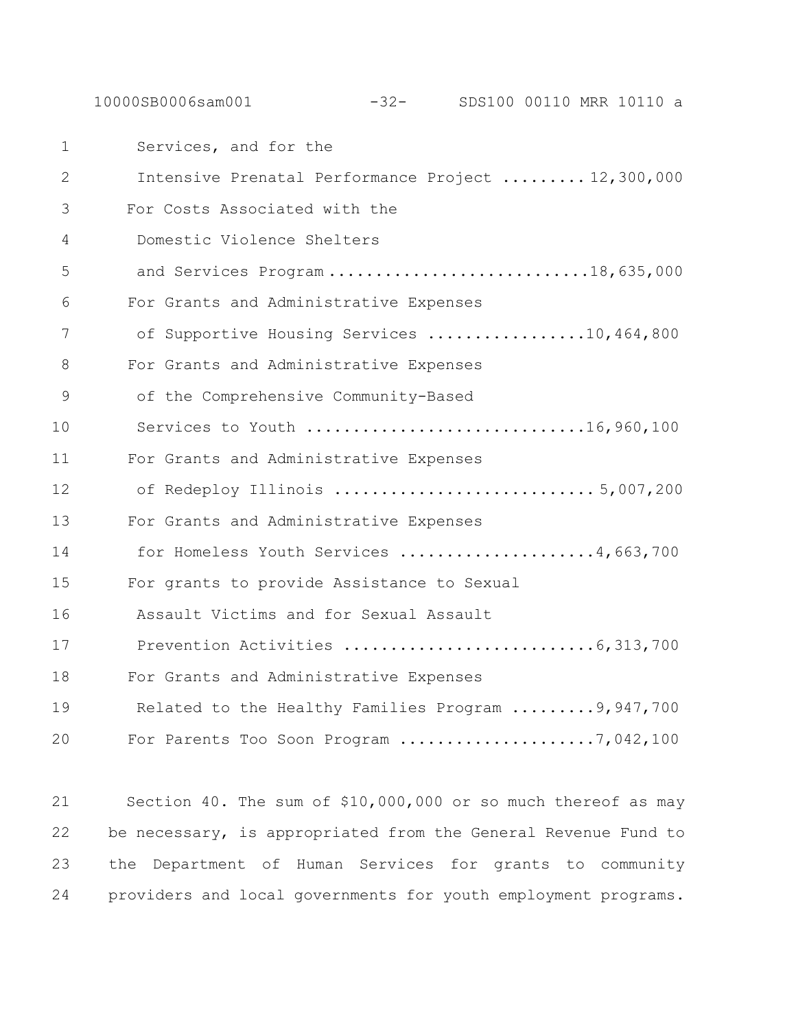Services, and for the
Intensive Prenatal Performance Project ......... 12,300,000

For Costs Associated with the
Domestic Violence Shelters
and Services Program ............................18,635,000

For Grants and Administrative Expenses
of Supportive Housing Services .................10,464,800

For Grants and Administrative Expenses
of the Comprehensive Community-Based
Services to Youth .............................16,960,100

For Grants and Administrative Expenses
of Redeploy Illinois ........................... 5,007,200

For Grants and Administrative Expenses
for Homeless Youth Services .....................4,663,700

For grants to provide Assistance to Sexual
Assault Victims and for Sexual Assault
Prevention Activities ..........................6,313,700

For Grants and Administrative Expenses
Related to the Healthy Families Program .........9,947,700

For Parents Too Soon Program .....................7,042,100

Section 40. The sum of $10,000,000 or so much thereof as may be necessary, is appropriated from the General Revenue Fund to the Department of Human Services for grants to community providers and local governments for youth employment programs.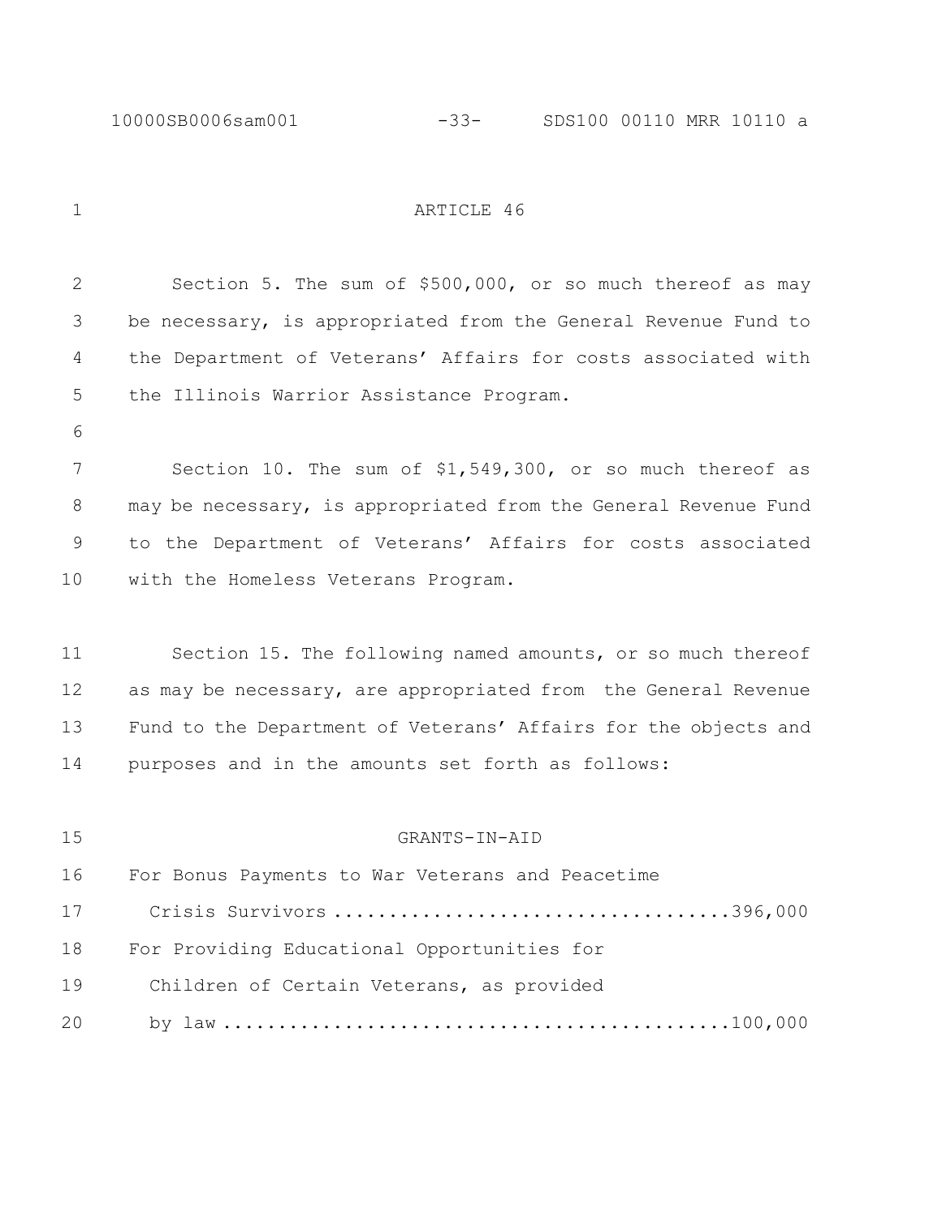ARTICLE 46

Section 5. The sum of $500,000, or so much thereof as may be necessary, is appropriated from the General Revenue Fund to the Department of Veterans' Affairs for costs associated with the Illinois Warrior Assistance Program.

Section 10. The sum of $1,549,300, or so much thereof as may be necessary, is appropriated from the General Revenue Fund to the Department of Veterans' Affairs for costs associated with the Homeless Veterans Program.

Section 15. The following named amounts, or so much thereof as may be necessary, are appropriated from the General Revenue Fund to the Department of Veterans' Affairs for the objects and purposes and in the amounts set forth as follows:

GRANTS-IN-AID

For Bonus Payments to War Veterans and Peacetime Crisis Survivors .................................... 396,000

For Providing Educational Opportunities for Children of Certain Veterans, as provided by law ............................................ 100,000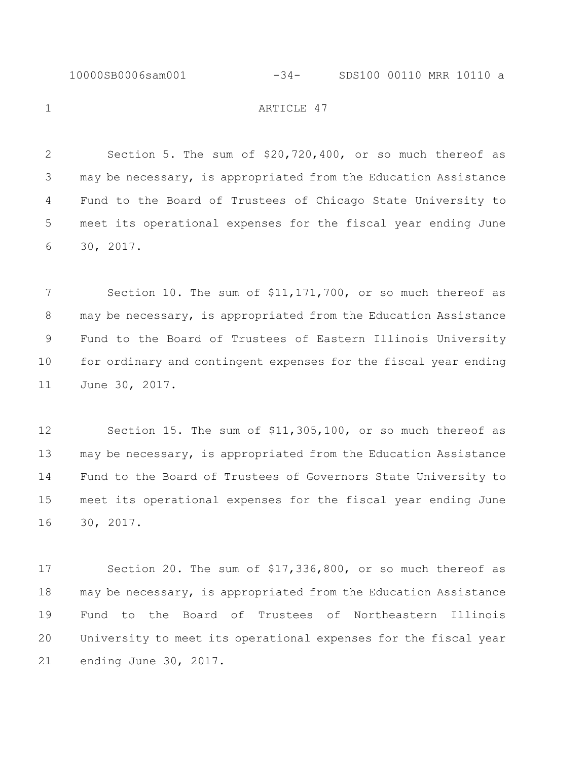ARTICLE 47

Section 5. The sum of $20,720,400, or so much thereof as may be necessary, is appropriated from the Education Assistance Fund to the Board of Trustees of Chicago State University to meet its operational expenses for the fiscal year ending June 30, 2017.

Section 10. The sum of $11,171,700, or so much thereof as may be necessary, is appropriated from the Education Assistance Fund to the Board of Trustees of Eastern Illinois University for ordinary and contingent expenses for the fiscal year ending June 30, 2017.

Section 15. The sum of $11,305,100, or so much thereof as may be necessary, is appropriated from the Education Assistance Fund to the Board of Trustees of Governors State University to meet its operational expenses for the fiscal year ending June 30, 2017.

Section 20. The sum of $17,336,800, or so much thereof as may be necessary, is appropriated from the Education Assistance Fund to the Board of Trustees of Northeastern Illinois University to meet its operational expenses for the fiscal year ending June 30, 2017.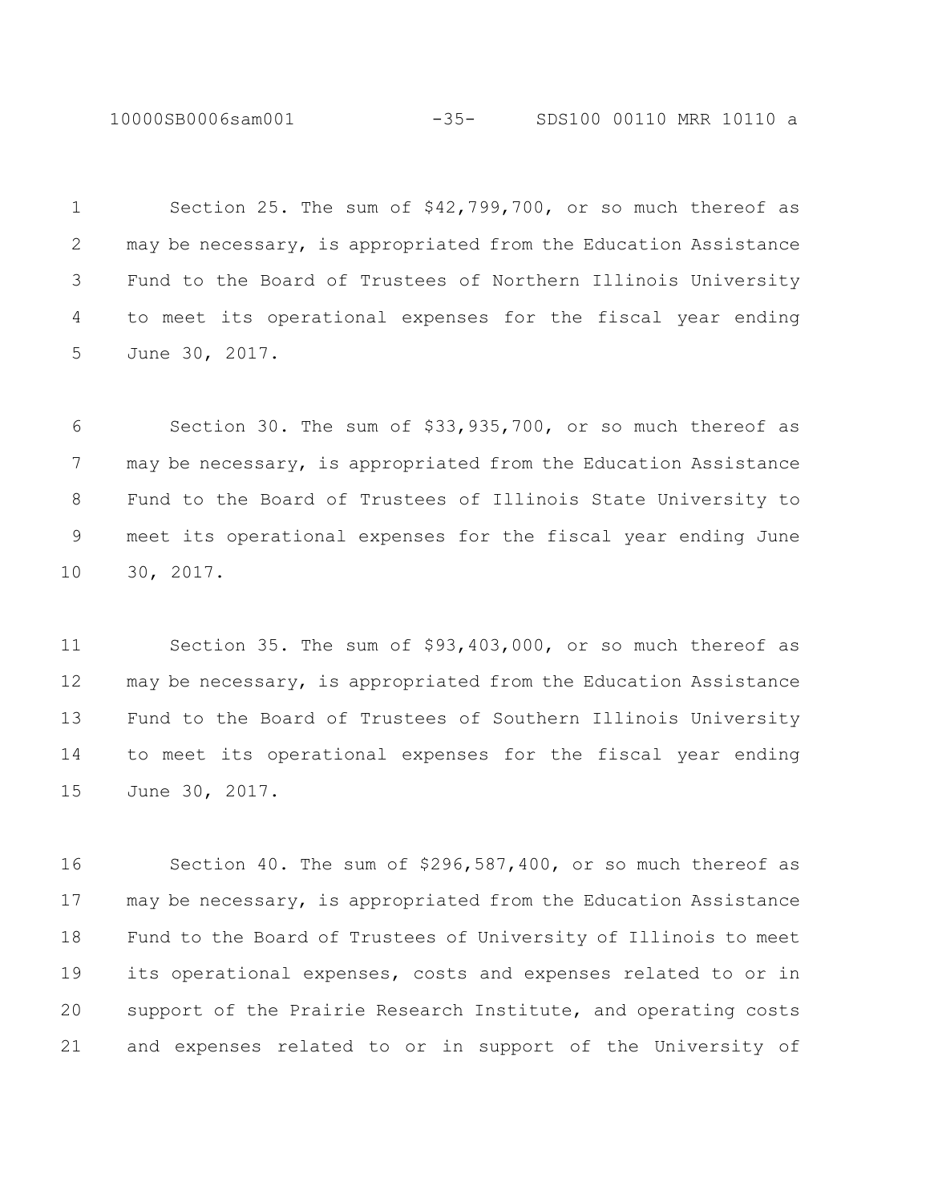Section 25. The sum of $42,799,700, or so much thereof as may be necessary, is appropriated from the Education Assistance Fund to the Board of Trustees of Northern Illinois University to meet its operational expenses for the fiscal year ending June 30, 2017.

Section 30. The sum of $33,935,700, or so much thereof as may be necessary, is appropriated from the Education Assistance Fund to the Board of Trustees of Illinois State University to meet its operational expenses for the fiscal year ending June 30, 2017.

Section 35. The sum of $93,403,000, or so much thereof as may be necessary, is appropriated from the Education Assistance Fund to the Board of Trustees of Southern Illinois University to meet its operational expenses for the fiscal year ending June 30, 2017.

Section 40. The sum of $296,587,400, or so much thereof as may be necessary, is appropriated from the Education Assistance Fund to the Board of Trustees of University of Illinois to meet its operational expenses, costs and expenses related to or in support of the Prairie Research Institute, and operating costs and expenses related to or in support of the University of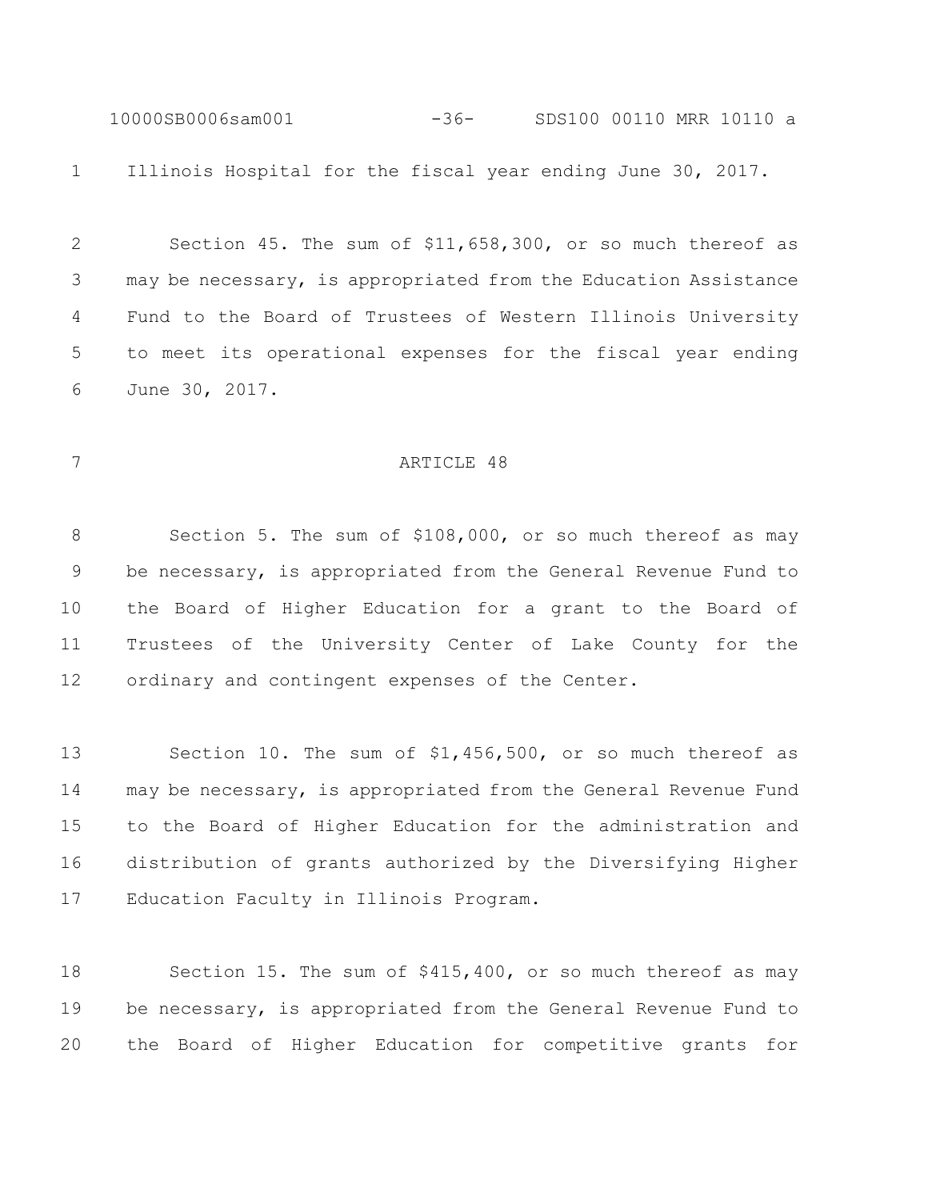Illinois Hospital for the fiscal year ending June 30, 2017.

Section 45. The sum of $11,658,300, or so much thereof as may be necessary, is appropriated from the Education Assistance Fund to the Board of Trustees of Western Illinois University to meet its operational expenses for the fiscal year ending June 30, 2017.

## ARTICLE 48

Section 5. The sum of $108,000, or so much thereof as may be necessary, is appropriated from the General Revenue Fund to the Board of Higher Education for a grant to the Board of Trustees of the University Center of Lake County for the ordinary and contingent expenses of the Center.

Section 10. The sum of $1,456,500, or so much thereof as may be necessary, is appropriated from the General Revenue Fund to the Board of Higher Education for the administration and distribution of grants authorized by the Diversifying Higher Education Faculty in Illinois Program.

Section 15. The sum of $415,400, or so much thereof as may be necessary, is appropriated from the General Revenue Fund to the Board of Higher Education for competitive grants for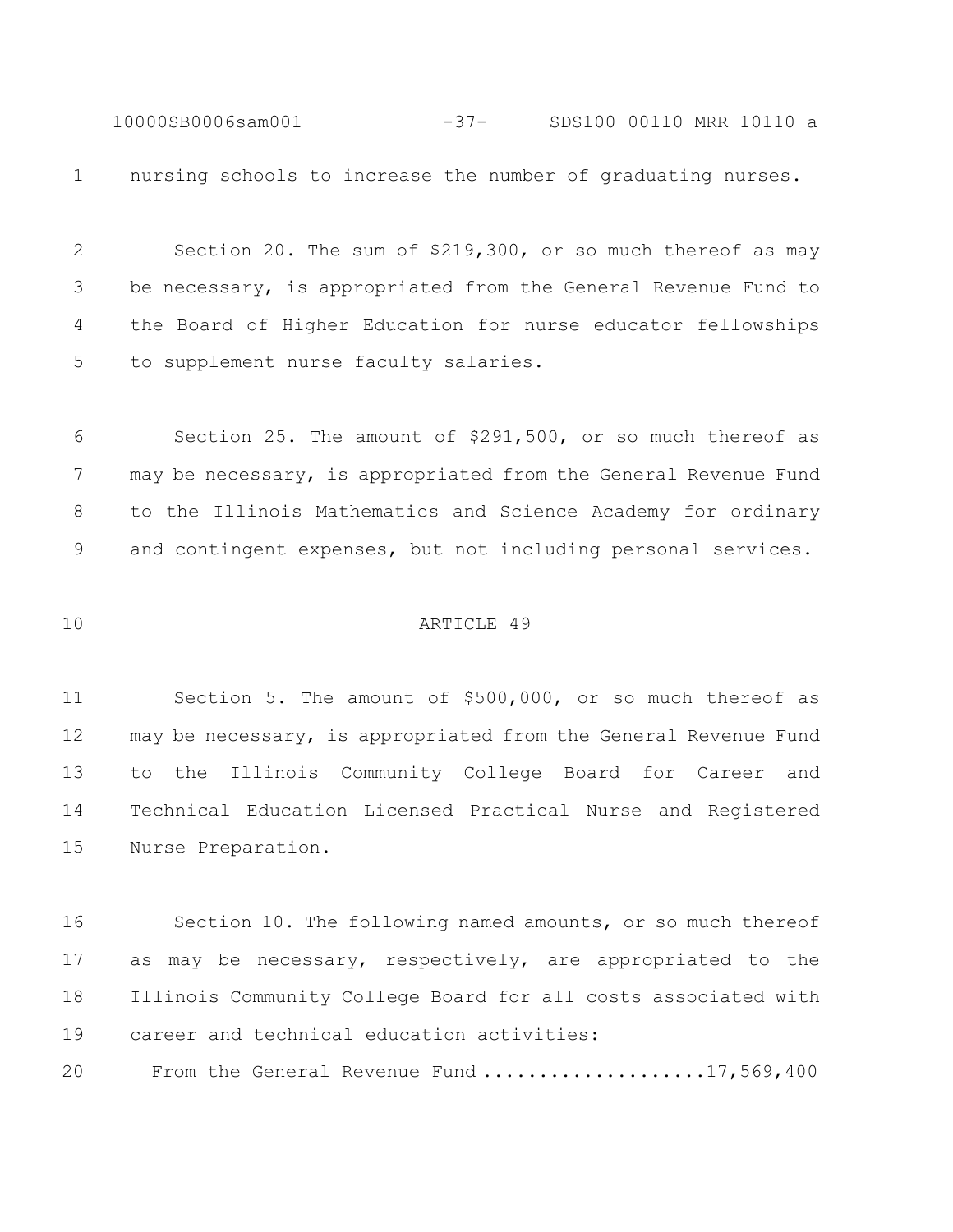nursing schools to increase the number of graduating nurses.

Section 20. The sum of $219,300, or so much thereof as may be necessary, is appropriated from the General Revenue Fund to the Board of Higher Education for nurse educator fellowships to supplement nurse faculty salaries.

Section 25. The amount of $291,500, or so much thereof as may be necessary, is appropriated from the General Revenue Fund to the Illinois Mathematics and Science Academy for ordinary and contingent expenses, but not including personal services.

ARTICLE 49

Section 5. The amount of $500,000, or so much thereof as may be necessary, is appropriated from the General Revenue Fund to the Illinois Community College Board for Career and Technical Education Licensed Practical Nurse and Registered Nurse Preparation.

Section 10. The following named amounts, or so much thereof as may be necessary, respectively, are appropriated to the Illinois Community College Board for all costs associated with career and technical education activities:

From the General Revenue Fund ....................17,569,400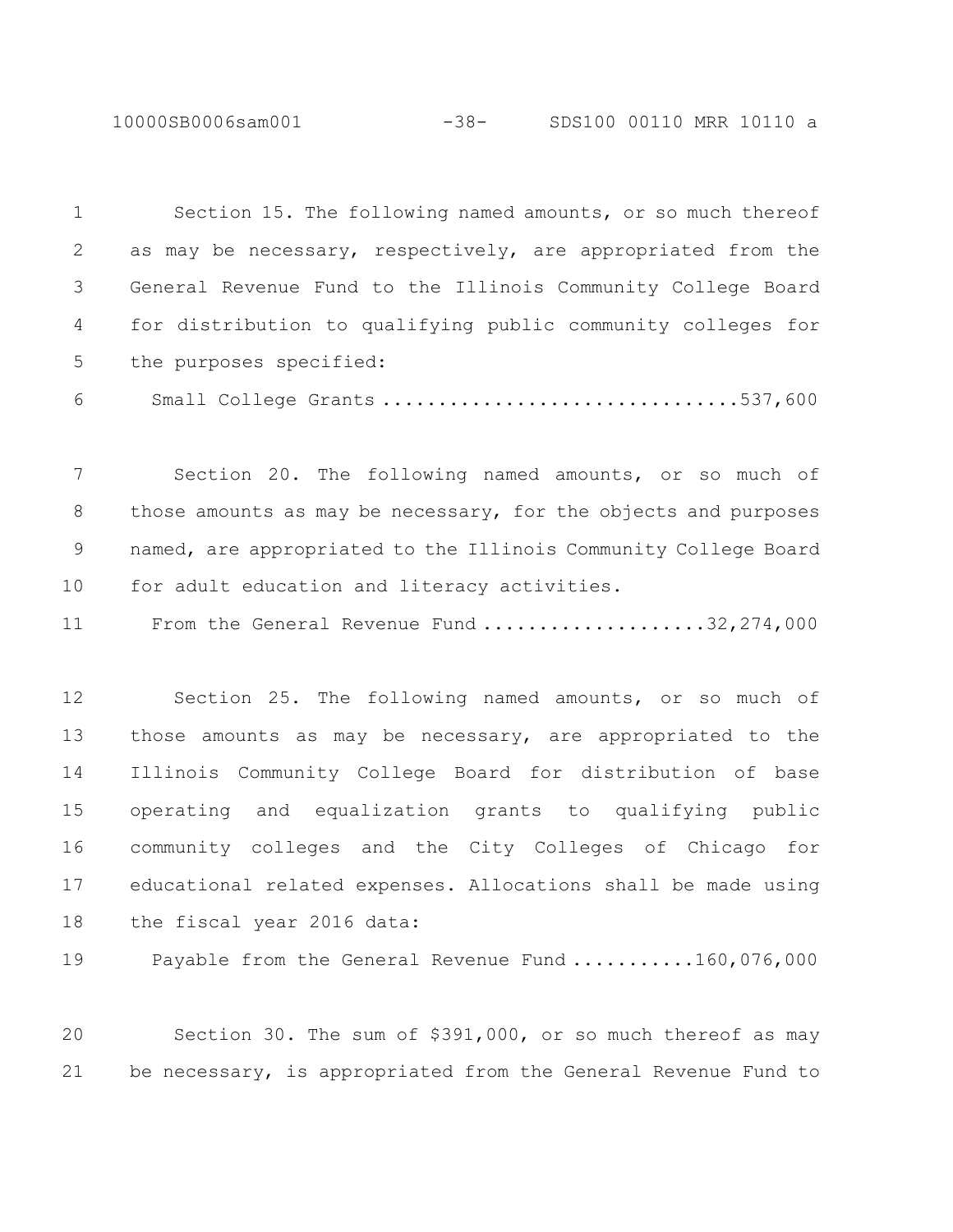Section 15. The following named amounts, or so much thereof as may be necessary, respectively, are appropriated from the General Revenue Fund to the Illinois Community College Board for distribution to qualifying public community colleges for the purposes specified:

Small College Grants ................................537,600

Section 20. The following named amounts, or so much of those amounts as may be necessary, for the objects and purposes named, are appropriated to the Illinois Community College Board for adult education and literacy activities.

From the General Revenue Fund ....................32,274,000

Section 25. The following named amounts, or so much of those amounts as may be necessary, are appropriated to the Illinois Community College Board for distribution of base operating and equalization grants to qualifying public community colleges and the City Colleges of Chicago for educational related expenses. Allocations shall be made using the fiscal year 2016 data:

Payable from the General Revenue Fund ...........160,076,000

Section 30. The sum of $391,000, or so much thereof as may be necessary, is appropriated from the General Revenue Fund to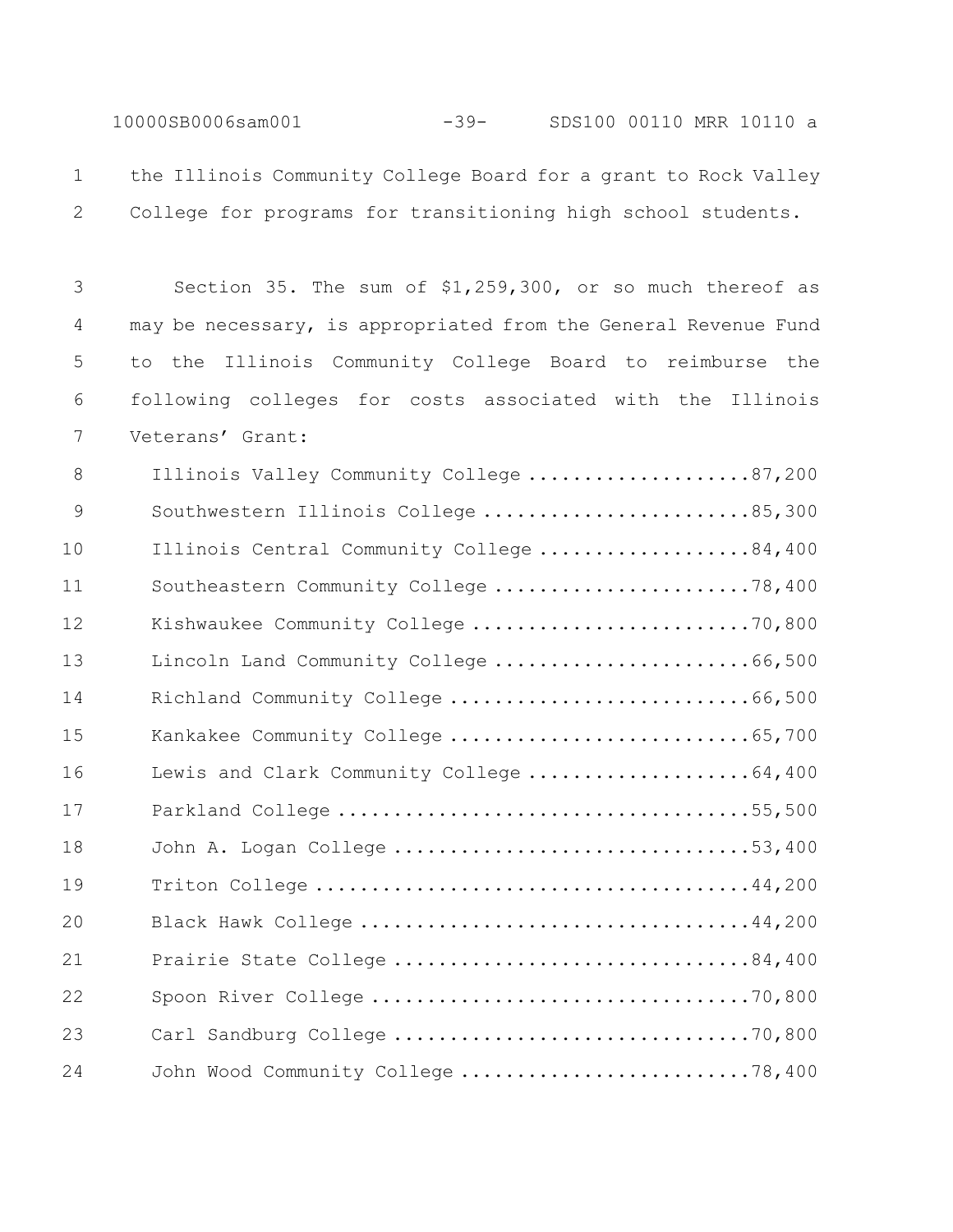the Illinois Community College Board for a grant to Rock Valley College for programs for transitioning high school students.

Section 35. The sum of $1,259,300, or so much thereof as may be necessary, is appropriated from the General Revenue Fund to the Illinois Community College Board to reimburse the following colleges for costs associated with the Illinois Veterans' Grant:

Illinois Valley Community College ....................87,200
Southwestern Illinois College ........................85,300
Illinois Central Community College ...................84,400
Southeastern Community College .......................78,400
Kishwaukee Community College .........................70,800
Lincoln Land Community College .......................66,500
Richland Community College ...........................66,500
Kankakee Community College ...........................65,700
Lewis and Clark Community College ....................64,400
Parkland College .....................................55,500
John A. Logan College ................................53,400
Triton College .......................................44,200
Black Hawk College ...................................44,200
Prairie State College ................................84,400
Spoon River College ..................................70,800
Carl Sandburg College ................................70,800
John Wood Community College ..........................78,400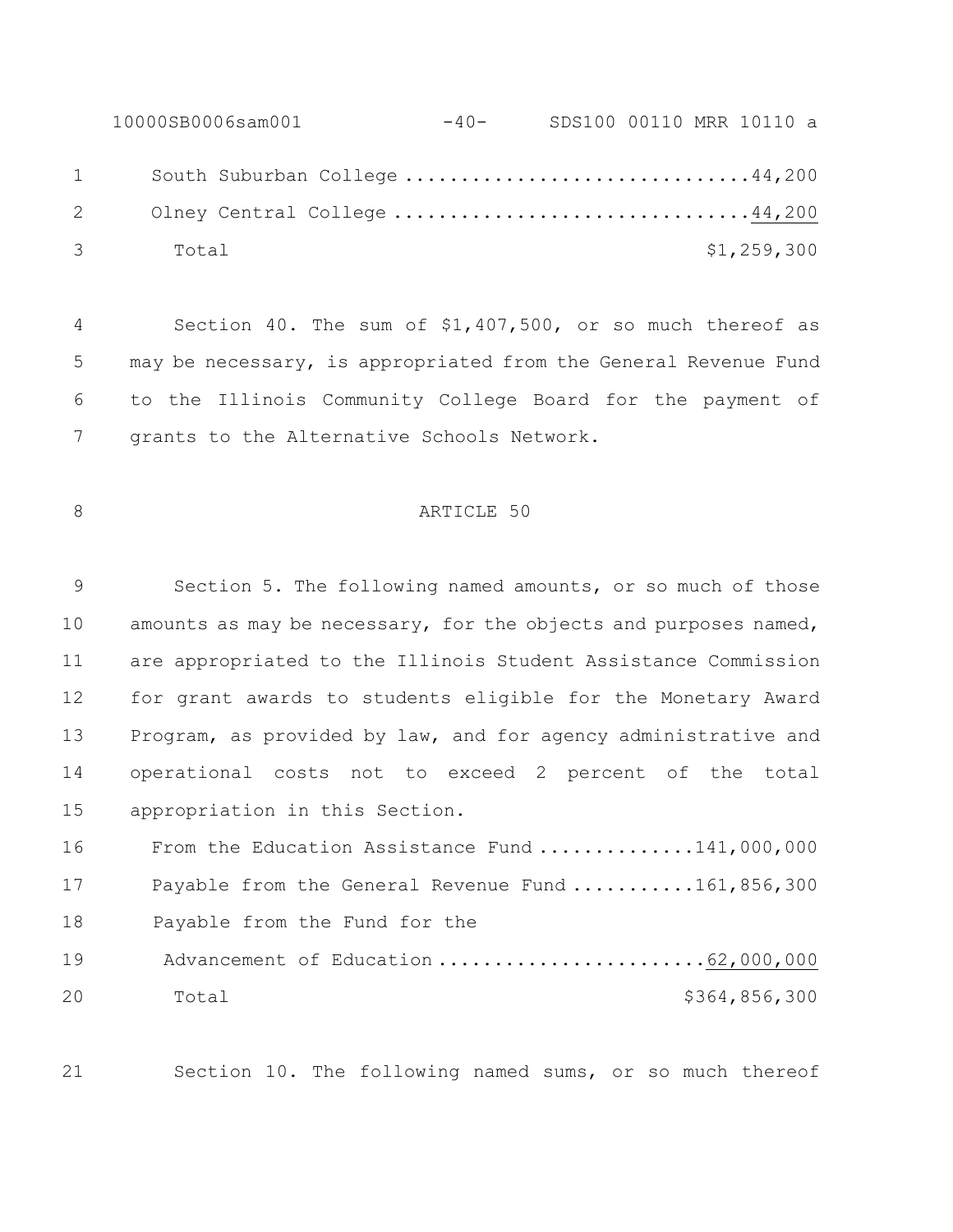South Suburban College ..............................44,200

Olney Central College ...............................44,200

Total $1,259,300

Section 40. The sum of $1,407,500, or so much thereof as may be necessary, is appropriated from the General Revenue Fund to the Illinois Community College Board for the payment of grants to the Alternative Schools Network.

ARTICLE 50

Section 5. The following named amounts, or so much of those amounts as may be necessary, for the objects and purposes named, are appropriated to the Illinois Student Assistance Commission for grant awards to students eligible for the Monetary Award Program, as provided by law, and for agency administrative and operational costs not to exceed 2 percent of the total appropriation in this Section.

From the Education Assistance Fund ..............141,000,000

Payable from the General Revenue Fund ...........161,856,300

Payable from the Fund for the Advancement of Education ........................62,000,000

Total $364,856,300

Section 10. The following named sums, or so much thereof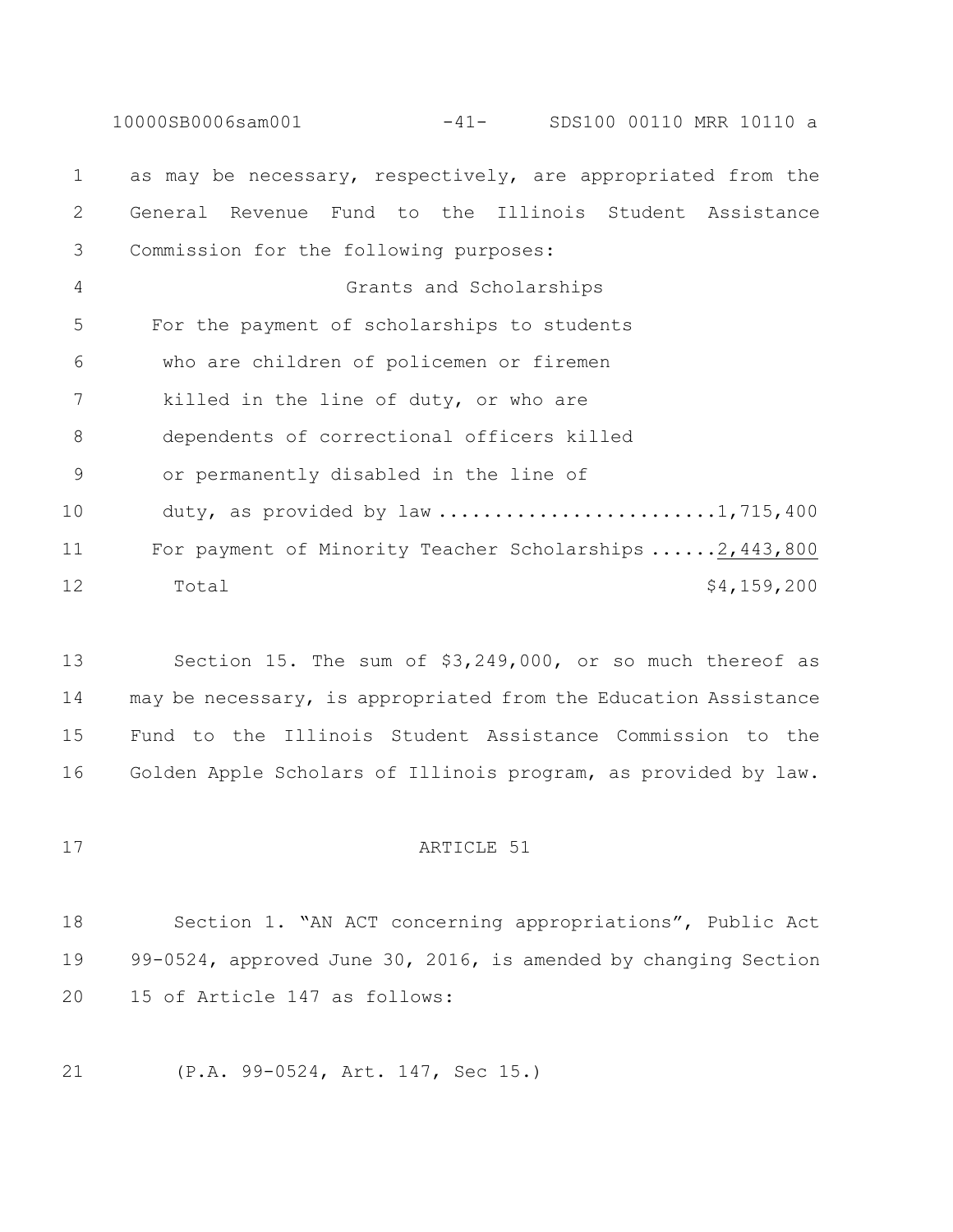as may be necessary, respectively, are appropriated from the General Revenue Fund to the Illinois Student Assistance Commission for the following purposes:

Grants and Scholarships

| | |
|---|---|
| For the payment of scholarships to students who are children of policemen or firemen killed in the line of duty, or who are dependents of correctional officers killed or permanently disabled in the line of duty, as provided by law | 1,715,400 |
| For payment of Minority Teacher Scholarships | 2,443,800 |
| Total | $4,159,200 |

Section 15. The sum of $3,249,000, or so much thereof as may be necessary, is appropriated from the Education Assistance Fund to the Illinois Student Assistance Commission to the Golden Apple Scholars of Illinois program, as provided by law.

ARTICLE 51

Section 1. "AN ACT concerning appropriations", Public Act 99-0524, approved June 30, 2016, is amended by changing Section 15 of Article 147 as follows:

(P.A. 99-0524, Art. 147, Sec 15.)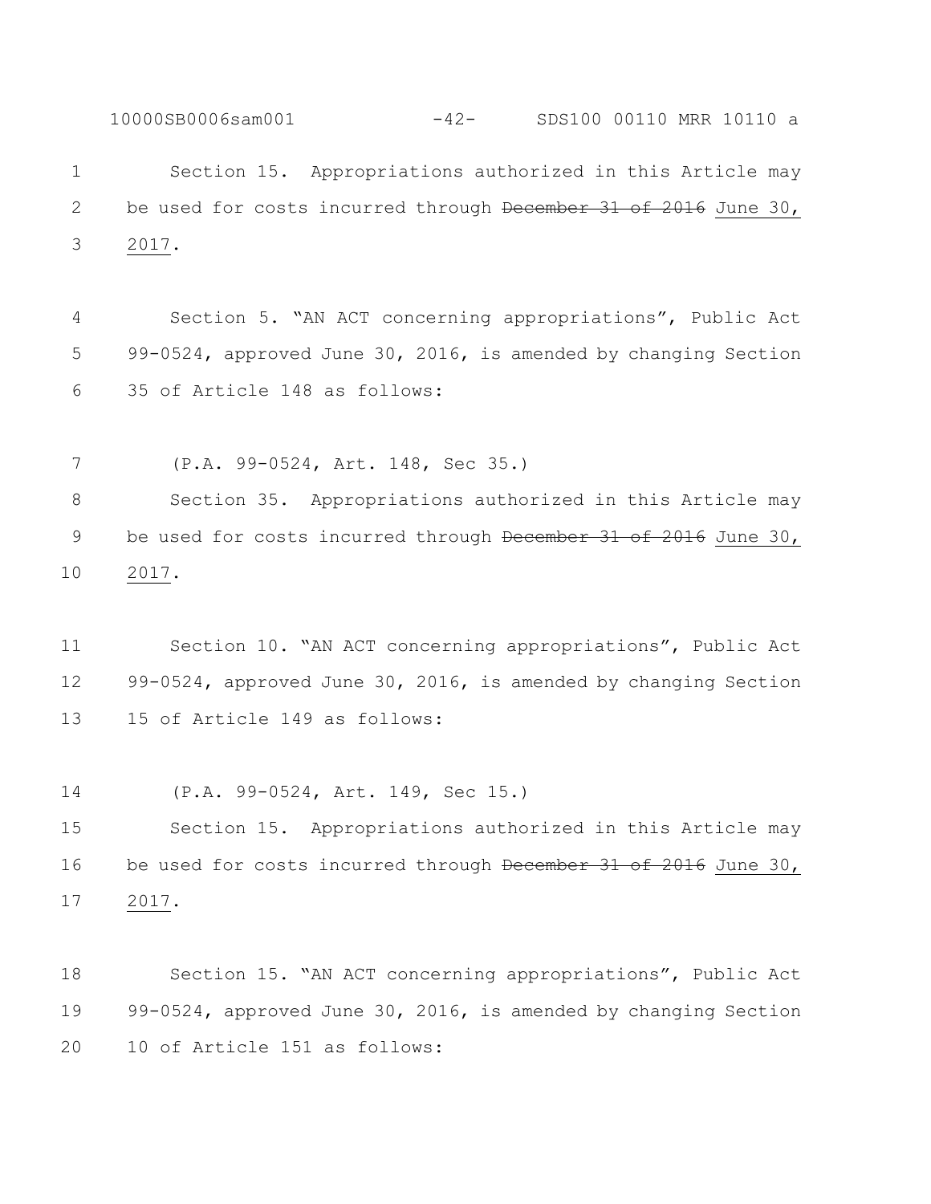Section 15. Appropriations authorized in this Article may be used for costs incurred through ~~December 31 of 2016~~ June 30, 2017.

Section 5. "AN ACT concerning appropriations", Public Act 99-0524, approved June 30, 2016, is amended by changing Section 35 of Article 148 as follows:

(P.A. 99-0524, Art. 148, Sec 35.)

Section 35. Appropriations authorized in this Article may be used for costs incurred through ~~December 31 of 2016~~ June 30, 2017.

Section 10. "AN ACT concerning appropriations", Public Act 99-0524, approved June 30, 2016, is amended by changing Section 15 of Article 149 as follows:

(P.A. 99-0524, Art. 149, Sec 15.)

Section 15. Appropriations authorized in this Article may be used for costs incurred through ~~December 31 of 2016~~ June 30, 2017.

Section 15. "AN ACT concerning appropriations", Public Act 99-0524, approved June 30, 2016, is amended by changing Section 10 of Article 151 as follows: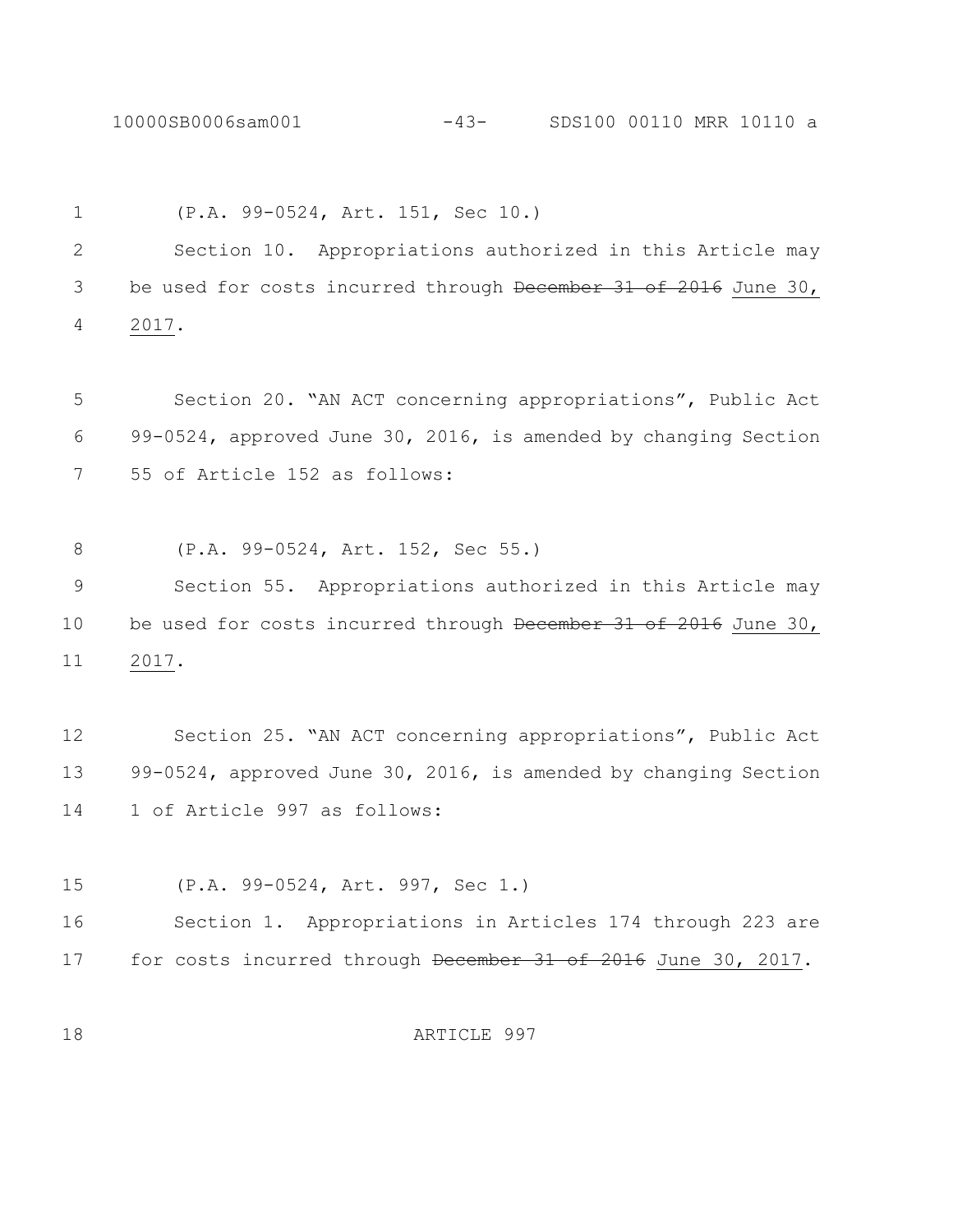(P.A. 99-0524, Art. 151, Sec 10.)

Section 10. Appropriations authorized in this Article may be used for costs incurred through ~~December 31 of 2016~~ June 30, 2017.

Section 20. "AN ACT concerning appropriations", Public Act 99-0524, approved June 30, 2016, is amended by changing Section 55 of Article 152 as follows:

(P.A. 99-0524, Art. 152, Sec 55.)

Section 55. Appropriations authorized in this Article may be used for costs incurred through ~~December 31 of 2016~~ June 30, 2017.

Section 25. "AN ACT concerning appropriations", Public Act 99-0524, approved June 30, 2016, is amended by changing Section 1 of Article 997 as follows:

(P.A. 99-0524, Art. 997, Sec 1.)

Section 1. Appropriations in Articles 174 through 223 are for costs incurred through ~~December 31 of 2016~~ June 30, 2017.

ARTICLE 997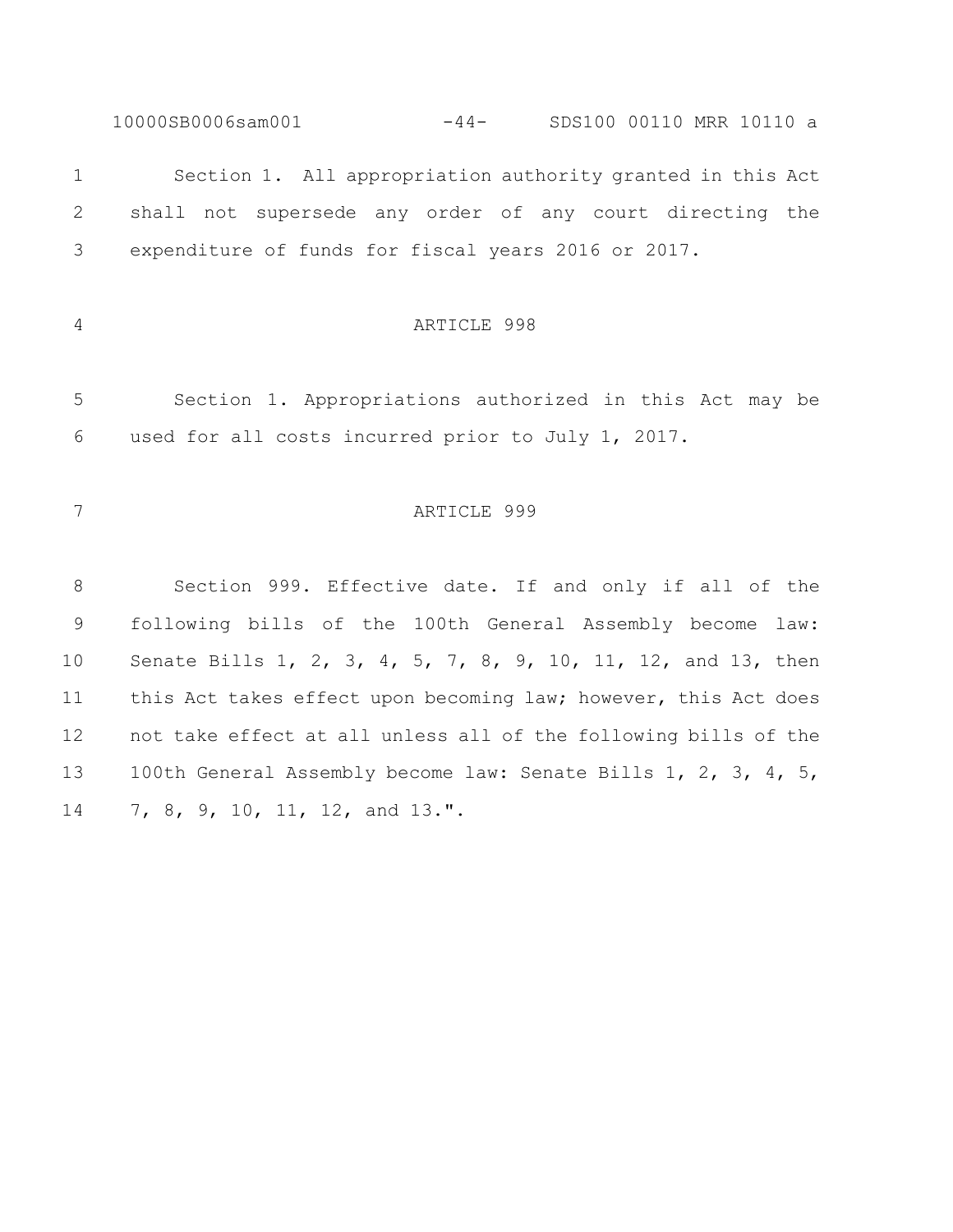Section 1. All appropriation authority granted in this Act shall not supersede any order of any court directing the expenditure of funds for fiscal years 2016 or 2017.

## ARTICLE 998

Section 1. Appropriations authorized in this Act may be used for all costs incurred prior to July 1, 2017.

## ARTICLE 999

Section 999. Effective date. If and only if all of the following bills of the 100th General Assembly become law: Senate Bills 1, 2, 3, 4, 5, 7, 8, 9, 10, 11, 12, and 13, then this Act takes effect upon becoming law; however, this Act does not take effect at all unless all of the following bills of the 100th General Assembly become law: Senate Bills 1, 2, 3, 4, 5, 7, 8, 9, 10, 11, 12, and 13.".